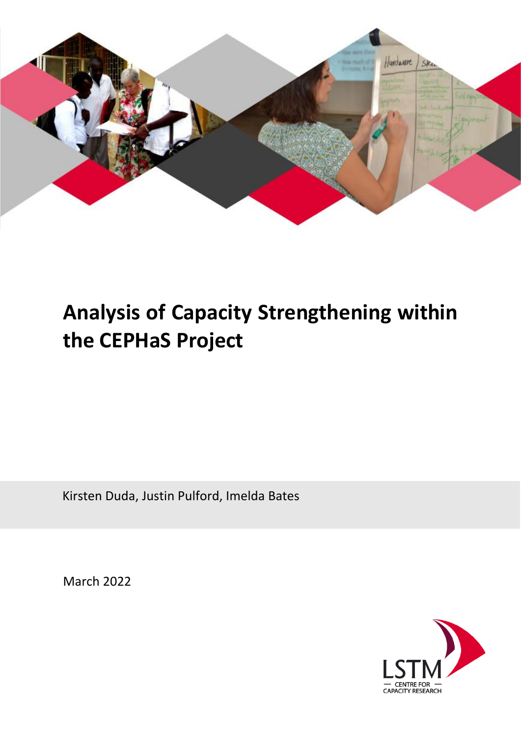# Analysis of Capacity Strengthening within the CEPHaS Project

Kirsten Duda, Justin Pulford, Imelda Bates

March 2022

LSTM — CENTRE FOR — CAPACITY RESEARCH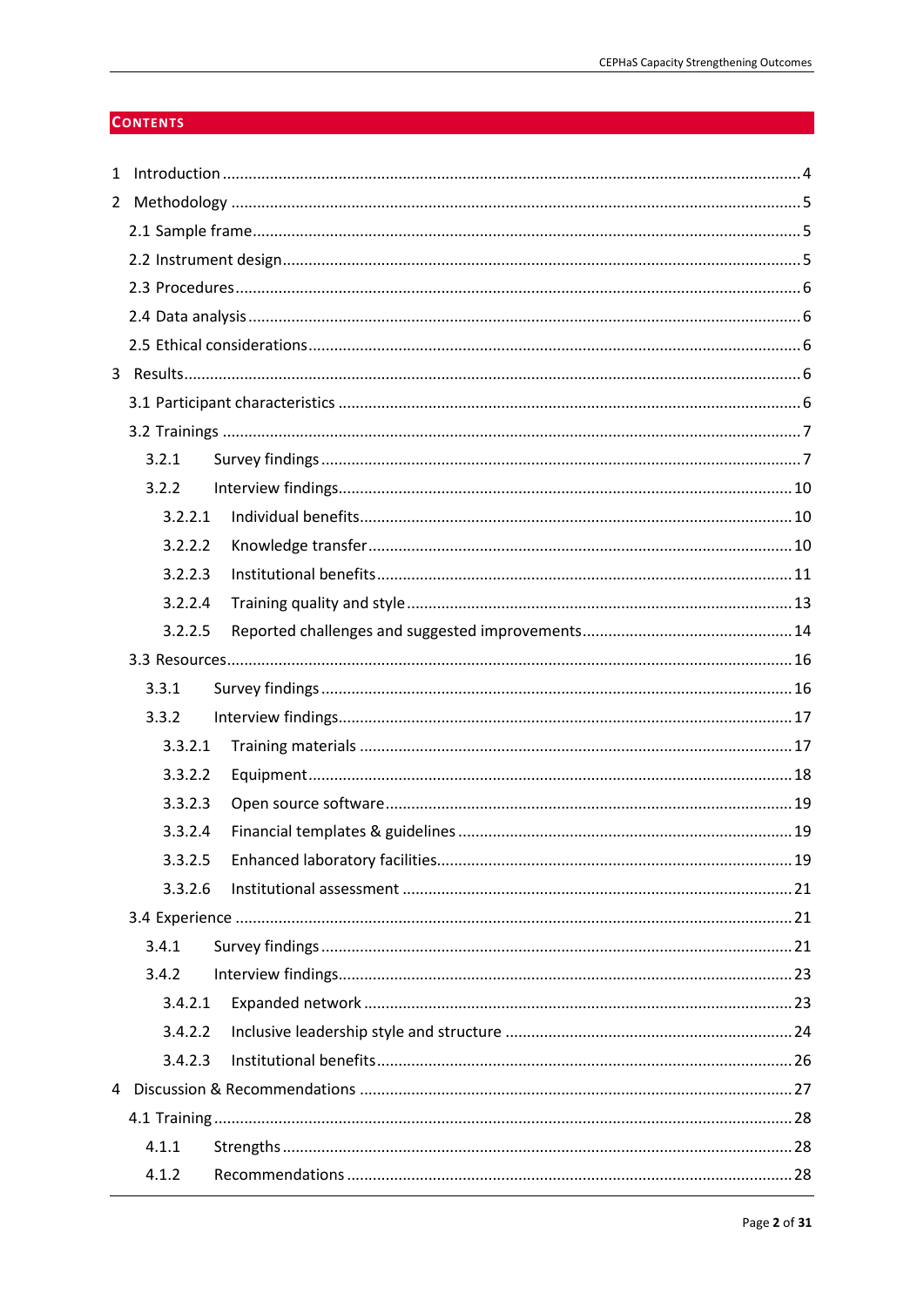## CONTENTS

1 Introduction ....................................................................................................................... 4

2 Methodology ....................................................................................................................... 5

2.1 Sample frame ................................................................................................................... 5

2.2 Instrument design ............................................................................................................. 5

2.3 Procedures ....................................................................................................................... 6

2.4 Data analysis .................................................................................................................... 6

2.5 Ethical considerations ....................................................................................................... 6

3 Results ................................................................................................................................ 6

3.1 Participant characteristics ................................................................................................ 6

3.2 Trainings .......................................................................................................................... 7

3.2.1 Survey findings ............................................................................................................. 7

3.2.2 Interview findings ........................................................................................................ 10

3.2.2.1 Individual benefits .................................................................................................... 10

3.2.2.2 Knowledge transfer ................................................................................................... 10

3.2.2.3 Institutional benefits ................................................................................................. 11

3.2.2.4 Training quality and style .......................................................................................... 13

3.2.2.5 Reported challenges and suggested improvements .................................................. 14

3.3 Resources ....................................................................................................................... 16

3.3.1 Survey findings ............................................................................................................ 16

3.3.2 Interview findings ........................................................................................................ 17

3.3.2.1 Training materials ..................................................................................................... 17

3.3.2.2 Equipment ................................................................................................................ 18

3.3.2.3 Open source software ............................................................................................... 19

3.3.2.4 Financial templates & guidelines .............................................................................. 19

3.3.2.5 Enhanced laboratory facilities ................................................................................... 19

3.3.2.6 Institutional assessment ........................................................................................... 21

3.4 Experience ...................................................................................................................... 21

3.4.1 Survey findings ............................................................................................................ 21

3.4.2 Interview findings ........................................................................................................ 23

3.4.2.1 Expanded network .................................................................................................... 23

3.4.2.2 Inclusive leadership style and structure .................................................................... 24

3.4.2.3 Institutional benefits ................................................................................................. 26

4 Discussion & Recommendations ........................................................................................ 27

4.1 Training ........................................................................................................................... 28

4.1.1 Strengths ..................................................................................................................... 28

4.1.2 Recommendations ....................................................................................................... 28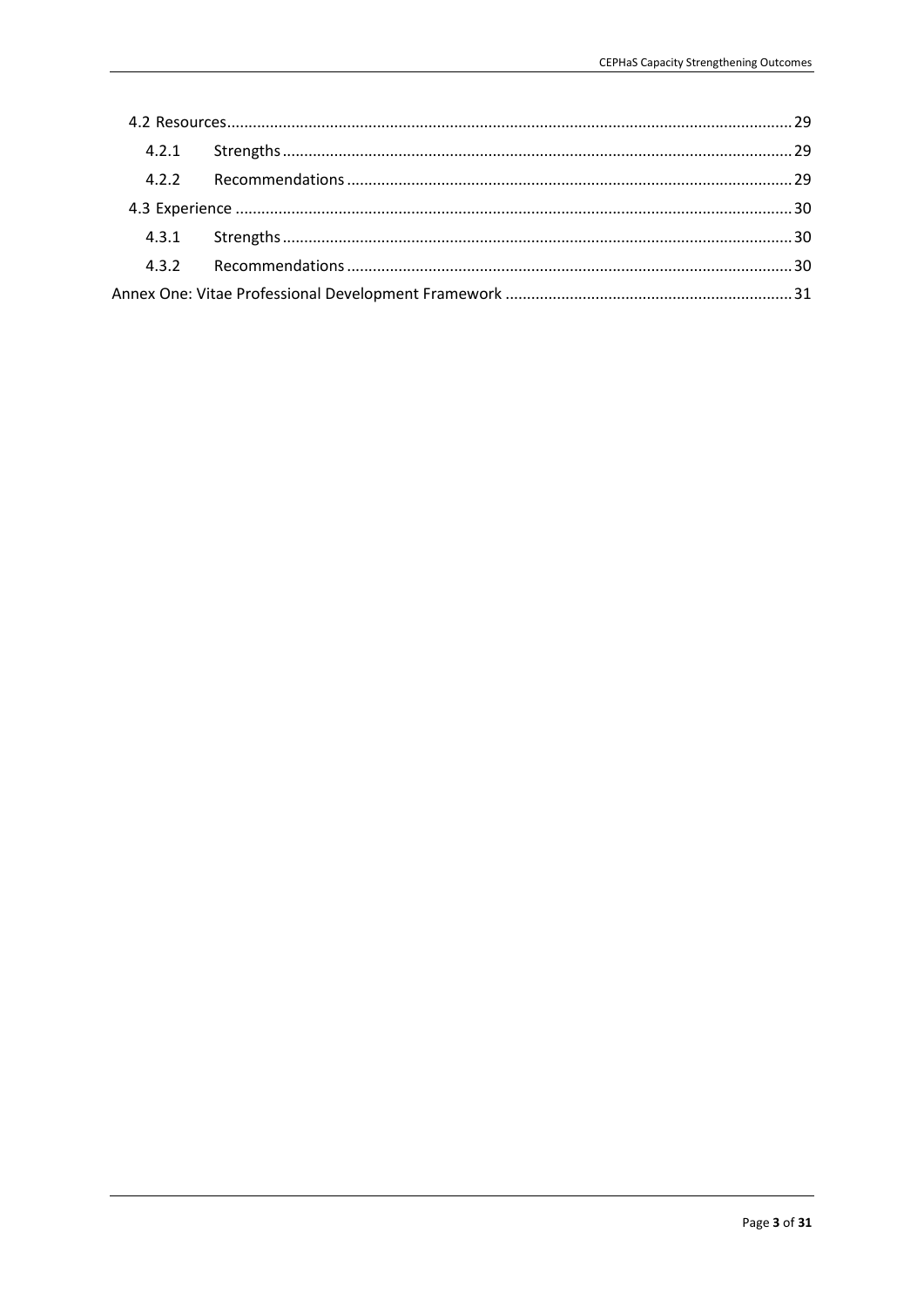4.2 Resources ... 29

- 4.2.1 Strengths ... 29
- 4.2.2 Recommendations ... 29

4.3 Experience ... 30

- 4.3.1 Strengths ... 30
- 4.3.2 Recommendations ... 30

Annex One: Vitae Professional Development Framework ... 31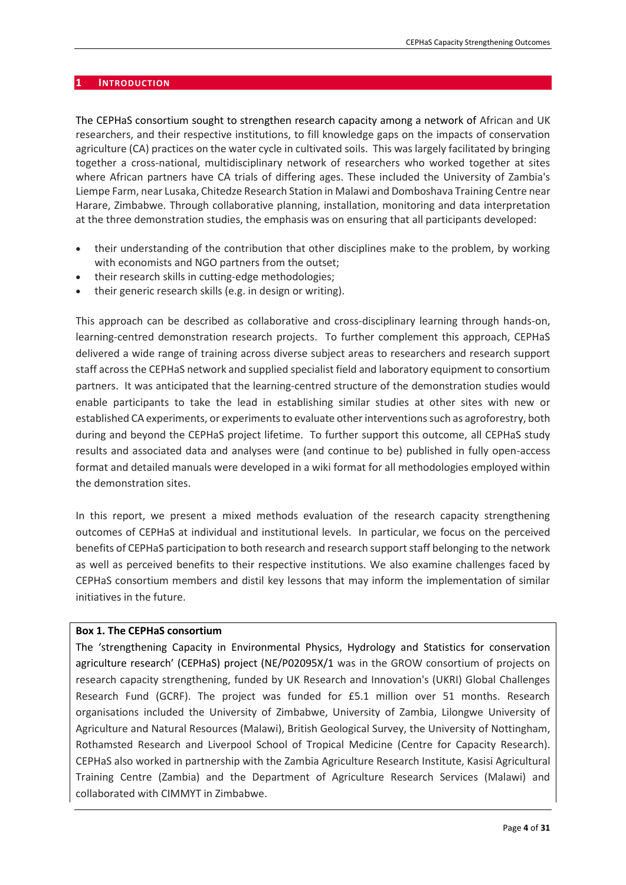# 1 INTRODUCTION

The CEPHaS consortium sought to strengthen research capacity among a network of African and UK researchers, and their respective institutions, to fill knowledge gaps on the impacts of conservation agriculture (CA) practices on the water cycle in cultivated soils. This was largely facilitated by bringing together a cross-national, multidisciplinary network of researchers who worked together at sites where African partners have CA trials of differing ages. These included the University of Zambia's Liempe Farm, near Lusaka, Chitedze Research Station in Malawi and Domboshava Training Centre near Harare, Zimbabwe. Through collaborative planning, installation, monitoring and data interpretation at the three demonstration studies, the emphasis was on ensuring that all participants developed:

- their understanding of the contribution that other disciplines make to the problem, by working with economists and NGO partners from the outset;
- their research skills in cutting-edge methodologies;
- their generic research skills (e.g. in design or writing).

This approach can be described as collaborative and cross-disciplinary learning through hands-on, learning-centred demonstration research projects. To further complement this approach, CEPHaS delivered a wide range of training across diverse subject areas to researchers and research support staff across the CEPHaS network and supplied specialist field and laboratory equipment to consortium partners. It was anticipated that the learning-centred structure of the demonstration studies would enable participants to take the lead in establishing similar studies at other sites with new or established CA experiments, or experiments to evaluate other interventions such as agroforestry, both during and beyond the CEPHaS project lifetime. To further support this outcome, all CEPHaS study results and associated data and analyses were (and continue to be) published in fully open-access format and detailed manuals were developed in a wiki format for all methodologies employed within the demonstration sites.

In this report, we present a mixed methods evaluation of the research capacity strengthening outcomes of CEPHaS at individual and institutional levels. In particular, we focus on the perceived benefits of CEPHaS participation to both research and research support staff belonging to the network as well as perceived benefits to their respective institutions. We also examine challenges faced by CEPHaS consortium members and distil key lessons that may inform the implementation of similar initiatives in the future.

**Box 1. The CEPHaS consortium**

The 'strengthening Capacity in Environmental Physics, Hydrology and Statistics for conservation agriculture research' (CEPHaS) project (NE/P02095X/1 was in the GROW consortium of projects on research capacity strengthening, funded by UK Research and Innovation's (UKRI) Global Challenges Research Fund (GCRF). The project was funded for £5.1 million over 51 months. Research organisations included the University of Zimbabwe, University of Zambia, Lilongwe University of Agriculture and Natural Resources (Malawi), British Geological Survey, the University of Nottingham, Rothamsted Research and Liverpool School of Tropical Medicine (Centre for Capacity Research). CEPHaS also worked in partnership with the Zambia Agriculture Research Institute, Kasisi Agricultural Training Centre (Zambia) and the Department of Agriculture Research Services (Malawi) and collaborated with CIMMYT in Zimbabwe.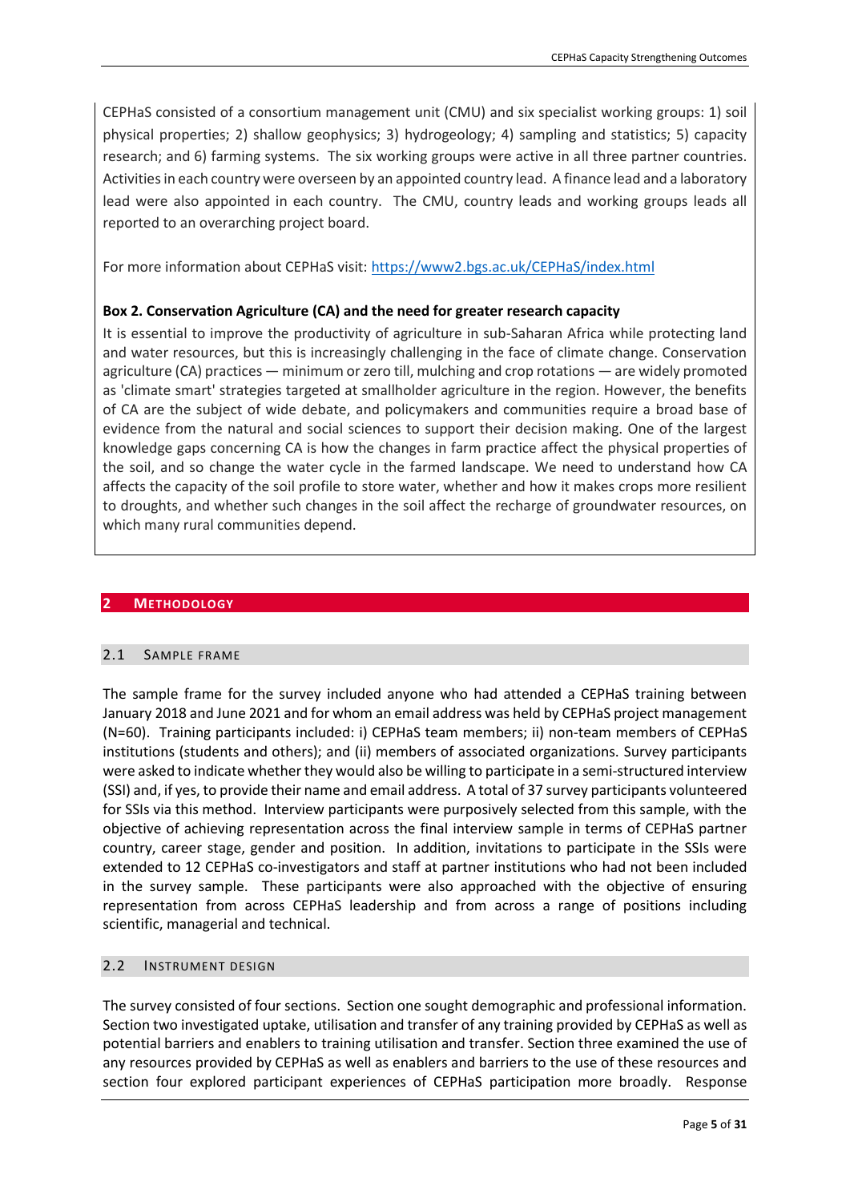CEPHaS consisted of a consortium management unit (CMU) and six specialist working groups: 1) soil physical properties; 2) shallow geophysics; 3) hydrogeology; 4) sampling and statistics; 5) capacity research; and 6) farming systems. The six working groups were active in all three partner countries. Activities in each country were overseen by an appointed country lead. A finance lead and a laboratory lead were also appointed in each country. The CMU, country leads and working groups leads all reported to an overarching project board.

For more information about CEPHaS visit: [https://www2.bgs.ac.uk/CEPHaS/index.html](https://www2.bgs.ac.uk/CEPHaS/index.html)

**Box 2. Conservation Agriculture (CA) and the need for greater research capacity**

It is essential to improve the productivity of agriculture in sub-Saharan Africa while protecting land and water resources, but this is increasingly challenging in the face of climate change. Conservation agriculture (CA) practices — minimum or zero till, mulching and crop rotations — are widely promoted as 'climate smart' strategies targeted at smallholder agriculture in the region. However, the benefits of CA are the subject of wide debate, and policymakers and communities require a broad base of evidence from the natural and social sciences to support their decision making. One of the largest knowledge gaps concerning CA is how the changes in farm practice affect the physical properties of the soil, and so change the water cycle in the farmed landscape. We need to understand how CA affects the capacity of the soil profile to store water, whether and how it makes crops more resilient to droughts, and whether such changes in the soil affect the recharge of groundwater resources, on which many rural communities depend.

## 2 Methodology

### 2.1 Sample frame

The sample frame for the survey included anyone who had attended a CEPHaS training between January 2018 and June 2021 and for whom an email address was held by CEPHaS project management (N=60). Training participants included: i) CEPHaS team members; ii) non-team members of CEPHaS institutions (students and others); and (ii) members of associated organizations. Survey participants were asked to indicate whether they would also be willing to participate in a semi-structured interview (SSI) and, if yes, to provide their name and email address. A total of 37 survey participants volunteered for SSIs via this method. Interview participants were purposively selected from this sample, with the objective of achieving representation across the final interview sample in terms of CEPHaS partner country, career stage, gender and position. In addition, invitations to participate in the SSIs were extended to 12 CEPHaS co-investigators and staff at partner institutions who had not been included in the survey sample. These participants were also approached with the objective of ensuring representation from across CEPHaS leadership and from across a range of positions including scientific, managerial and technical.

### 2.2 Instrument design

The survey consisted of four sections. Section one sought demographic and professional information. Section two investigated uptake, utilisation and transfer of any training provided by CEPHaS as well as potential barriers and enablers to training utilisation and transfer. Section three examined the use of any resources provided by CEPHaS as well as enablers and barriers to the use of these resources and section four explored participant experiences of CEPHaS participation more broadly. Response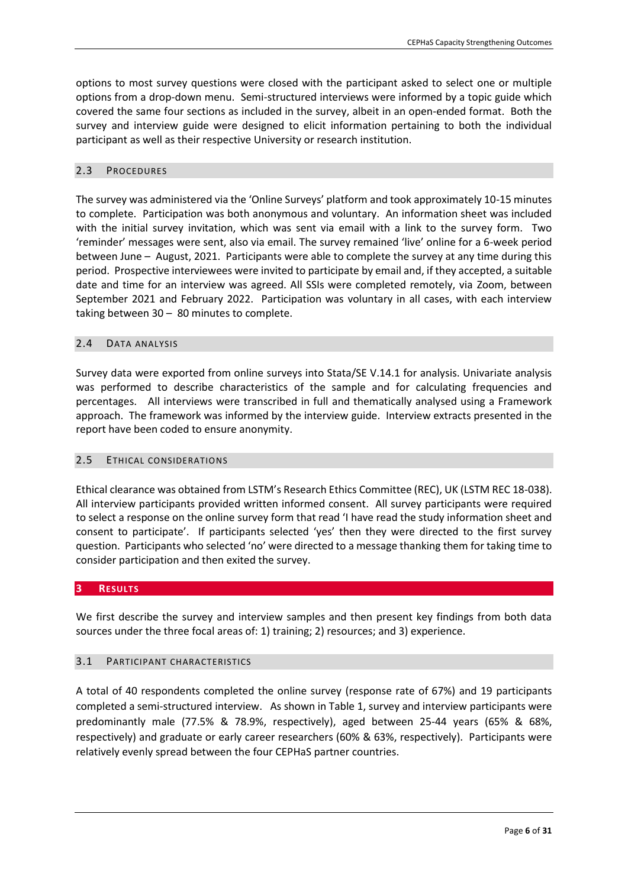options to most survey questions were closed with the participant asked to select one or multiple options from a drop-down menu. Semi-structured interviews were informed by a topic guide which covered the same four sections as included in the survey, albeit in an open-ended format. Both the survey and interview guide were designed to elicit information pertaining to both the individual participant as well as their respective University or research institution.

### 2.3 Procedures

The survey was administered via the 'Online Surveys' platform and took approximately 10-15 minutes to complete. Participation was both anonymous and voluntary. An information sheet was included with the initial survey invitation, which was sent via email with a link to the survey form. Two 'reminder' messages were sent, also via email. The survey remained 'live' online for a 6-week period between June – August, 2021. Participants were able to complete the survey at any time during this period. Prospective interviewees were invited to participate by email and, if they accepted, a suitable date and time for an interview was agreed. All SSIs were completed remotely, via Zoom, between September 2021 and February 2022. Participation was voluntary in all cases, with each interview taking between 30 – 80 minutes to complete.

### 2.4 Data analysis

Survey data were exported from online surveys into Stata/SE V.14.1 for analysis. Univariate analysis was performed to describe characteristics of the sample and for calculating frequencies and percentages. All interviews were transcribed in full and thematically analysed using a Framework approach. The framework was informed by the interview guide. Interview extracts presented in the report have been coded to ensure anonymity.

### 2.5 Ethical considerations

Ethical clearance was obtained from LSTM's Research Ethics Committee (REC), UK (LSTM REC 18-038). All interview participants provided written informed consent. All survey participants were required to select a response on the online survey form that read 'I have read the study information sheet and consent to participate'. If participants selected 'yes' then they were directed to the first survey question. Participants who selected 'no' were directed to a message thanking them for taking time to consider participation and then exited the survey.

## 3 Results

We first describe the survey and interview samples and then present key findings from both data sources under the three focal areas of: 1) training; 2) resources; and 3) experience.

### 3.1 Participant characteristics

A total of 40 respondents completed the online survey (response rate of 67%) and 19 participants completed a semi-structured interview. As shown in Table 1, survey and interview participants were predominantly male (77.5% & 78.9%, respectively), aged between 25-44 years (65% & 68%, respectively) and graduate or early career researchers (60% & 63%, respectively). Participants were relatively evenly spread between the four CEPHaS partner countries.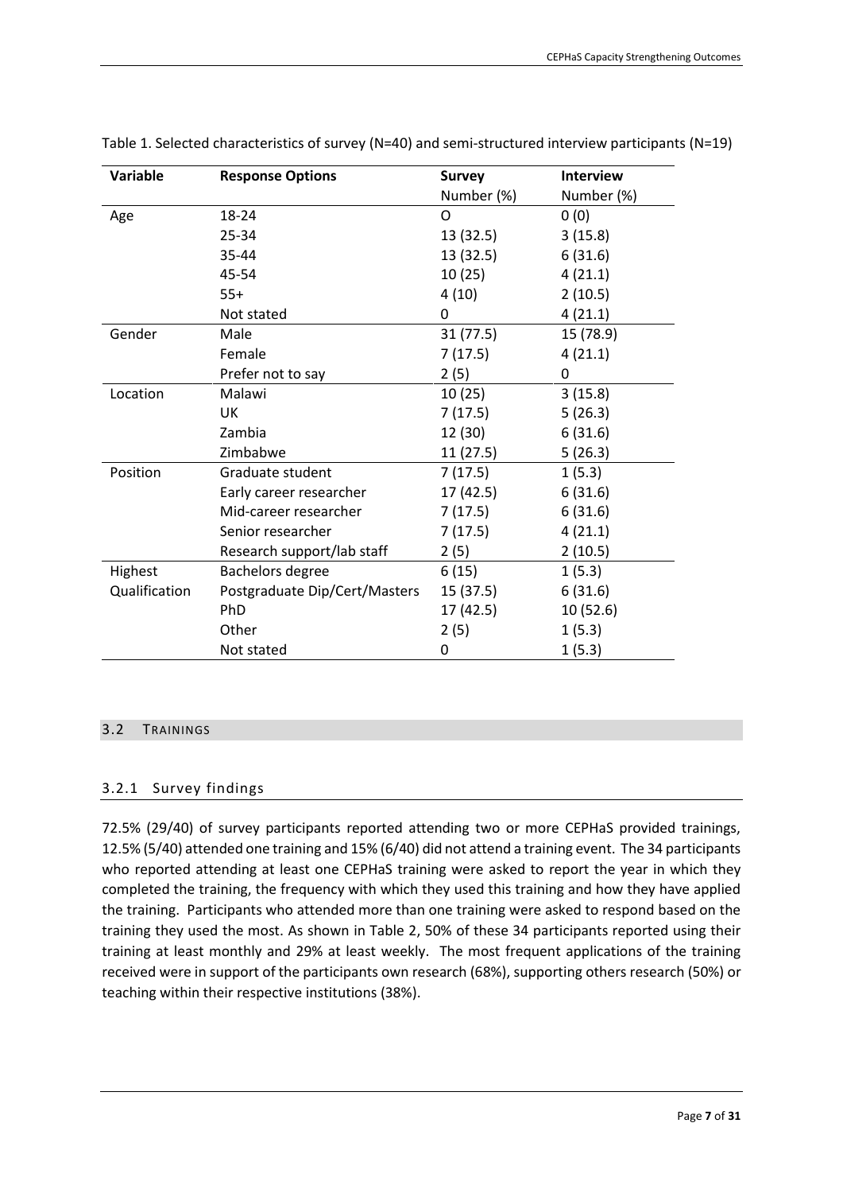Table 1. Selected characteristics of survey (N=40) and semi-structured interview participants (N=19)

| Variable | Response Options | Survey Number (%) | Interview Number (%) |
|---|---|---|---|
| Age | 18-24 | O | 0 (0) |
| | 25-34 | 13 (32.5) | 3 (15.8) |
| | 35-44 | 13 (32.5) | 6 (31.6) |
| | 45-54 | 10 (25) | 4 (21.1) |
| | 55+ | 4 (10) | 2 (10.5) |
| | Not stated | 0 | 4 (21.1) |
| Gender | Male | 31 (77.5) | 15 (78.9) |
| | Female | 7 (17.5) | 4 (21.1) |
| | Prefer not to say | 2 (5) | 0 |
| Location | Malawi | 10 (25) | 3 (15.8) |
| | UK | 7 (17.5) | 5 (26.3) |
| | Zambia | 12 (30) | 6 (31.6) |
| | Zimbabwe | 11 (27.5) | 5 (26.3) |
| Position | Graduate student | 7 (17.5) | 1 (5.3) |
| | Early career researcher | 17 (42.5) | 6 (31.6) |
| | Mid-career researcher | 7 (17.5) | 6 (31.6) |
| | Senior researcher | 7 (17.5) | 4 (21.1) |
| | Research support/lab staff | 2 (5) | 2 (10.5) |
| Highest Qualification | Bachelors degree | 6 (15) | 1 (5.3) |
| | Postgraduate Dip/Cert/Masters | 15 (37.5) | 6 (31.6) |
| | PhD | 17 (42.5) | 10 (52.6) |
| | Other | 2 (5) | 1 (5.3) |
| | Not stated | 0 | 1 (5.3) |

## 3.2 TRAININGS

### 3.2.1 Survey findings

72.5% (29/40) of survey participants reported attending two or more CEPHaS provided trainings, 12.5% (5/40) attended one training and 15% (6/40) did not attend a training event. The 34 participants who reported attending at least one CEPHaS training were asked to report the year in which they completed the training, the frequency with which they used this training and how they have applied the training. Participants who attended more than one training were asked to respond based on the training they used the most. As shown in Table 2, 50% of these 34 participants reported using their training at least monthly and 29% at least weekly. The most frequent applications of the training received were in support of the participants own research (68%), supporting others research (50%) or teaching within their respective institutions (38%).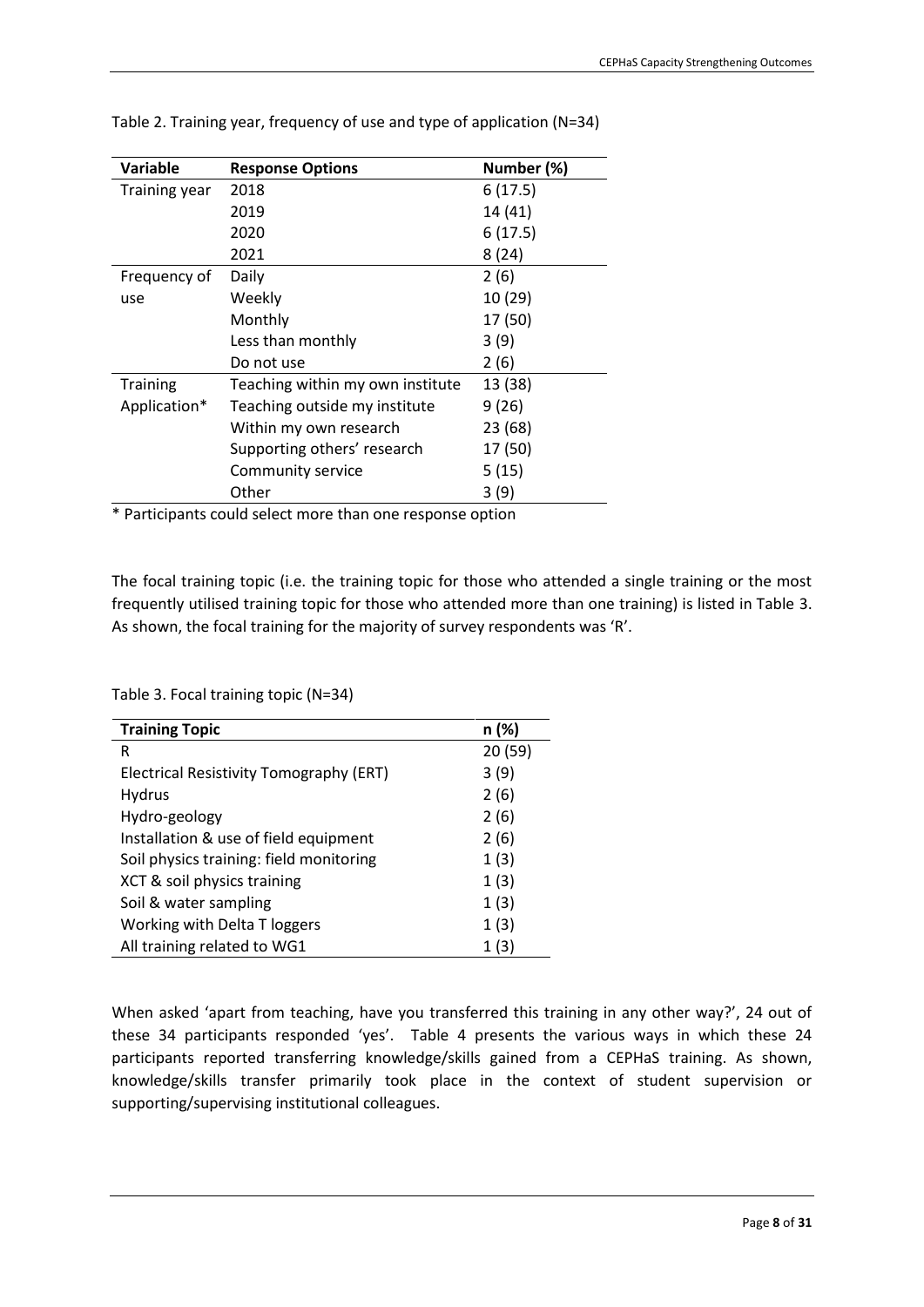Table 2. Training year, frequency of use and type of application (N=34)

| Variable | Response Options | Number (%) |
|---|---|---|
| Training year | 2018 | 6 (17.5) |
| | 2019 | 14 (41) |
| | 2020 | 6 (17.5) |
| | 2021 | 8 (24) |
| Frequency of use | Daily | 2 (6) |
| | Weekly | 10 (29) |
| | Monthly | 17 (50) |
| | Less than monthly | 3 (9) |
| | Do not use | 2 (6) |
| Training Application* | Teaching within my own institute | 13 (38) |
| | Teaching outside my institute | 9 (26) |
| | Within my own research | 23 (68) |
| | Supporting others' research | 17 (50) |
| | Community service | 5 (15) |
| | Other | 3 (9) |

* Participants could select more than one response option

The focal training topic (i.e. the training topic for those who attended a single training or the most frequently utilised training topic for those who attended more than one training) is listed in Table 3. As shown, the focal training for the majority of survey respondents was 'R'.

Table 3. Focal training topic (N=34)

| Training Topic | n (%) |
|---|---|
| R | 20 (59) |
| Electrical Resistivity Tomography (ERT) | 3 (9) |
| Hydrus | 2 (6) |
| Hydro-geology | 2 (6) |
| Installation & use of field equipment | 2 (6) |
| Soil physics training: field monitoring | 1 (3) |
| XCT & soil physics training | 1 (3) |
| Soil & water sampling | 1 (3) |
| Working with Delta T loggers | 1 (3) |
| All training related to WG1 | 1 (3) |

When asked 'apart from teaching, have you transferred this training in any other way?', 24 out of these 34 participants responded 'yes'. Table 4 presents the various ways in which these 24 participants reported transferring knowledge/skills gained from a CEPHaS training. As shown, knowledge/skills transfer primarily took place in the context of student supervision or supporting/supervising institutional colleagues.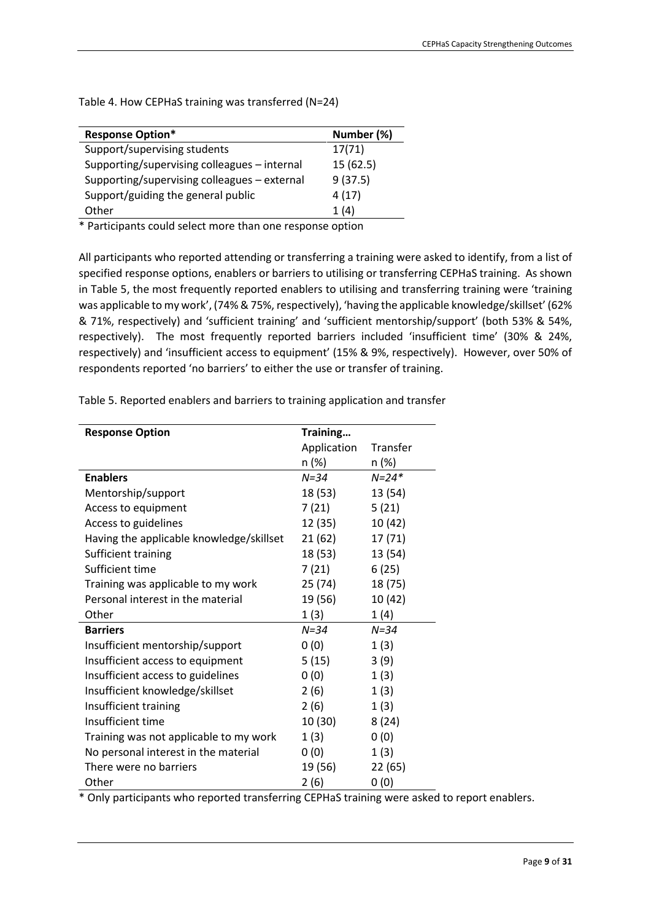Table 4. How CEPHaS training was transferred (N=24)

| Response Option* | Number (%) |
| --- | --- |
| Support/supervising students | 17(71) |
| Supporting/supervising colleagues – internal | 15 (62.5) |
| Supporting/supervising colleagues – external | 9 (37.5) |
| Support/guiding the general public | 4 (17) |
| Other | 1 (4) |

* Participants could select more than one response option

All participants who reported attending or transferring a training were asked to identify, from a list of specified response options, enablers or barriers to utilising or transferring CEPHaS training. As shown in Table 5, the most frequently reported enablers to utilising and transferring training were 'training was applicable to my work', (74% & 75%, respectively), 'having the applicable knowledge/skillset' (62% & 71%, respectively) and 'sufficient training' and 'sufficient mentorship/support' (both 53% & 54%, respectively). The most frequently reported barriers included 'insufficient time' (30% & 24%, respectively) and 'insufficient access to equipment' (15% & 9%, respectively). However, over 50% of respondents reported 'no barriers' to either the use or transfer of training.

Table 5. Reported enablers and barriers to training application and transfer

| Response Option | Training… | |
| --- | --- | --- |
| | Application n (%) | Transfer n (%) |
| **Enablers** | *N=34* | *N=24** |
| Mentorship/support | 18 (53) | 13 (54) |
| Access to equipment | 7 (21) | 5 (21) |
| Access to guidelines | 12 (35) | 10 (42) |
| Having the applicable knowledge/skillset | 21 (62) | 17 (71) |
| Sufficient training | 18 (53) | 13 (54) |
| Sufficient time | 7 (21) | 6 (25) |
| Training was applicable to my work | 25 (74) | 18 (75) |
| Personal interest in the material | 19 (56) | 10 (42) |
| Other | 1 (3) | 1 (4) |
| **Barriers** | *N=34* | *N=34* |
| Insufficient mentorship/support | 0 (0) | 1 (3) |
| Insufficient access to equipment | 5 (15) | 3 (9) |
| Insufficient access to guidelines | 0 (0) | 1 (3) |
| Insufficient knowledge/skillset | 2 (6) | 1 (3) |
| Insufficient training | 2 (6) | 1 (3) |
| Insufficient time | 10 (30) | 8 (24) |
| Training was not applicable to my work | 1 (3) | 0 (0) |
| No personal interest in the material | 0 (0) | 1 (3) |
| There were no barriers | 19 (56) | 22 (65) |
| Other | 2 (6) | 0 (0) |

* Only participants who reported transferring CEPHaS training were asked to report enablers.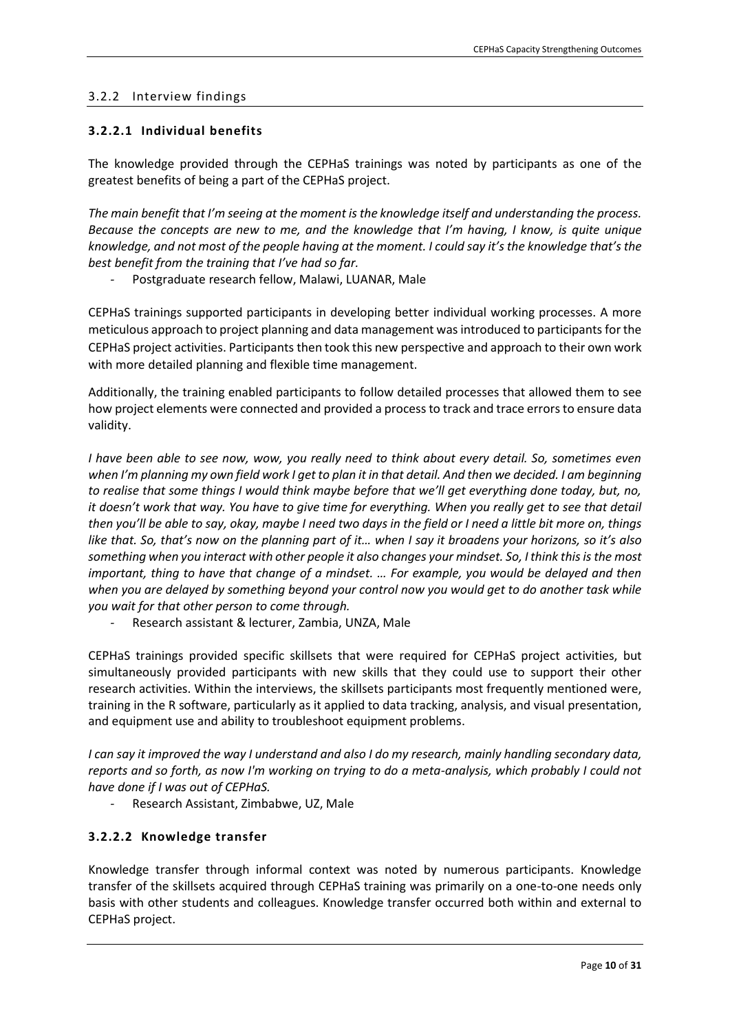### 3.2.2 Interview findings

#### 3.2.2.1 Individual benefits

The knowledge provided through the CEPHaS trainings was noted by participants as one of the greatest benefits of being a part of the CEPHaS project.

*The main benefit that I'm seeing at the moment is the knowledge itself and understanding the process. Because the concepts are new to me, and the knowledge that I'm having, I know, is quite unique knowledge, and not most of the people having at the moment. I could say it's the knowledge that's the best benefit from the training that I've had so far.*

- Postgraduate research fellow, Malawi, LUANAR, Male

CEPHaS trainings supported participants in developing better individual working processes. A more meticulous approach to project planning and data management was introduced to participants for the CEPHaS project activities. Participants then took this new perspective and approach to their own work with more detailed planning and flexible time management.

Additionally, the training enabled participants to follow detailed processes that allowed them to see how project elements were connected and provided a process to track and trace errors to ensure data validity.

*I have been able to see now, wow, you really need to think about every detail. So, sometimes even when I'm planning my own field work I get to plan it in that detail. And then we decided. I am beginning to realise that some things I would think maybe before that we'll get everything done today, but, no, it doesn't work that way. You have to give time for everything. When you really get to see that detail then you'll be able to say, okay, maybe I need two days in the field or I need a little bit more on, things like that. So, that's now on the planning part of it… when I say it broadens your horizons, so it's also something when you interact with other people it also changes your mindset. So, I think this is the most important, thing to have that change of a mindset. … For example, you would be delayed and then when you are delayed by something beyond your control now you would get to do another task while you wait for that other person to come through.*

- Research assistant & lecturer, Zambia, UNZA, Male

CEPHaS trainings provided specific skillsets that were required for CEPHaS project activities, but simultaneously provided participants with new skills that they could use to support their other research activities. Within the interviews, the skillsets participants most frequently mentioned were, training in the R software, particularly as it applied to data tracking, analysis, and visual presentation, and equipment use and ability to troubleshoot equipment problems.

*I can say it improved the way I understand and also I do my research, mainly handling secondary data, reports and so forth, as now I'm working on trying to do a meta-analysis, which probably I could not have done if I was out of CEPHaS.*

- Research Assistant, Zimbabwe, UZ, Male

#### 3.2.2.2 Knowledge transfer

Knowledge transfer through informal context was noted by numerous participants. Knowledge transfer of the skillsets acquired through CEPHaS training was primarily on a one-to-one needs only basis with other students and colleagues. Knowledge transfer occurred both within and external to CEPHaS project.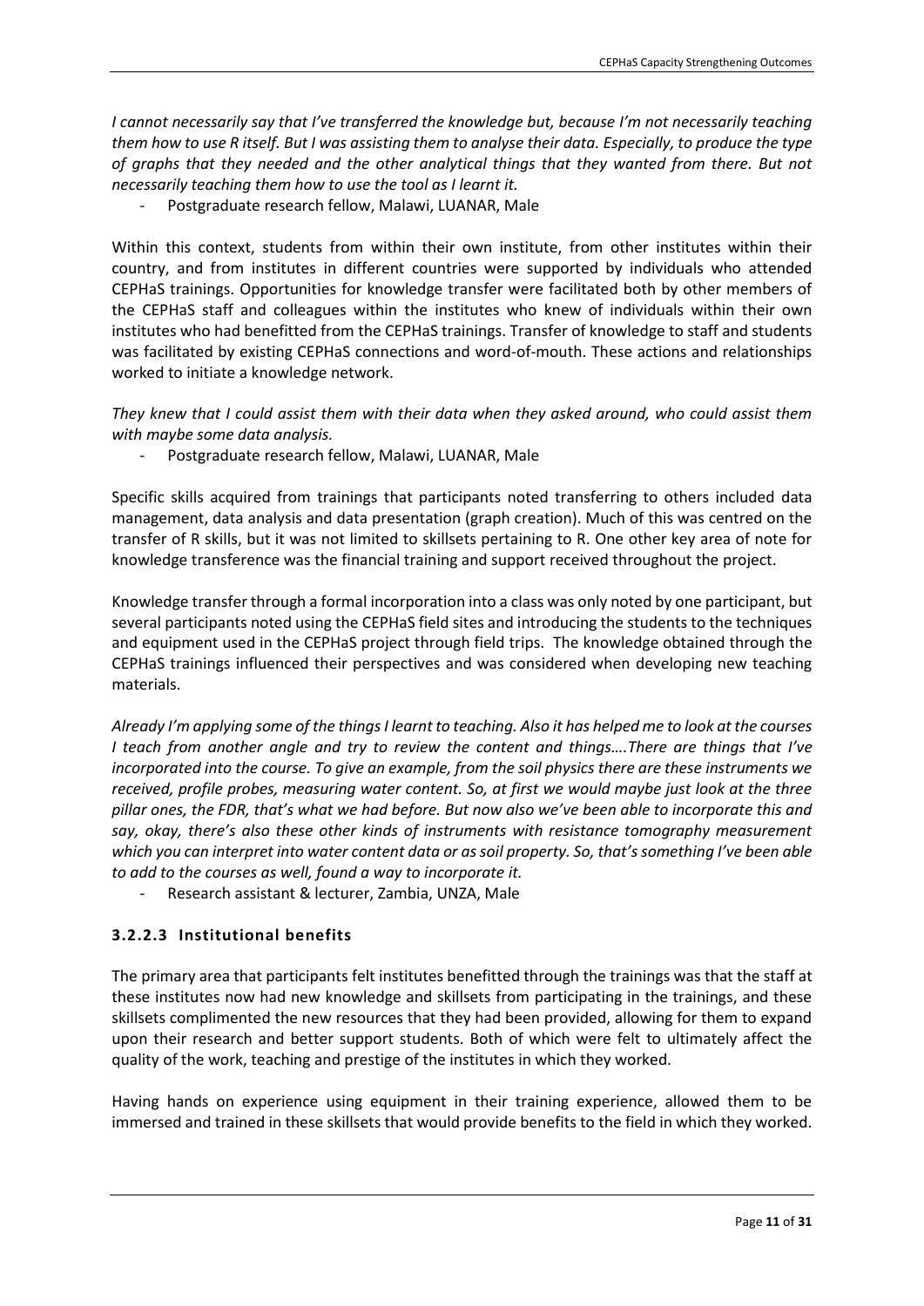*I cannot necessarily say that I've transferred the knowledge but, because I'm not necessarily teaching them how to use R itself. But I was assisting them to analyse their data. Especially, to produce the type of graphs that they needed and the other analytical things that they wanted from there. But not necessarily teaching them how to use the tool as I learnt it.*

- Postgraduate research fellow, Malawi, LUANAR, Male

Within this context, students from within their own institute, from other institutes within their country, and from institutes in different countries were supported by individuals who attended CEPHaS trainings. Opportunities for knowledge transfer were facilitated both by other members of the CEPHaS staff and colleagues within the institutes who knew of individuals within their own institutes who had benefitted from the CEPHaS trainings. Transfer of knowledge to staff and students was facilitated by existing CEPHaS connections and word-of-mouth. These actions and relationships worked to initiate a knowledge network.

*They knew that I could assist them with their data when they asked around, who could assist them with maybe some data analysis.*

- Postgraduate research fellow, Malawi, LUANAR, Male

Specific skills acquired from trainings that participants noted transferring to others included data management, data analysis and data presentation (graph creation). Much of this was centred on the transfer of R skills, but it was not limited to skillsets pertaining to R. One other key area of note for knowledge transference was the financial training and support received throughout the project.

Knowledge transfer through a formal incorporation into a class was only noted by one participant, but several participants noted using the CEPHaS field sites and introducing the students to the techniques and equipment used in the CEPHaS project through field trips. The knowledge obtained through the CEPHaS trainings influenced their perspectives and was considered when developing new teaching materials.

*Already I'm applying some of the things I learnt to teaching. Also it has helped me to look at the courses I teach from another angle and try to review the content and things….There are things that I've incorporated into the course. To give an example, from the soil physics there are these instruments we received, profile probes, measuring water content. So, at first we would maybe just look at the three pillar ones, the FDR, that's what we had before. But now also we've been able to incorporate this and say, okay, there's also these other kinds of instruments with resistance tomography measurement which you can interpret into water content data or as soil property. So, that's something I've been able to add to the courses as well, found a way to incorporate it.*

- Research assistant & lecturer, Zambia, UNZA, Male

#### 3.2.2.3 Institutional benefits

The primary area that participants felt institutes benefitted through the trainings was that the staff at these institutes now had new knowledge and skillsets from participating in the trainings, and these skillsets complimented the new resources that they had been provided, allowing for them to expand upon their research and better support students. Both of which were felt to ultimately affect the quality of the work, teaching and prestige of the institutes in which they worked.

Having hands on experience using equipment in their training experience, allowed them to be immersed and trained in these skillsets that would provide benefits to the field in which they worked.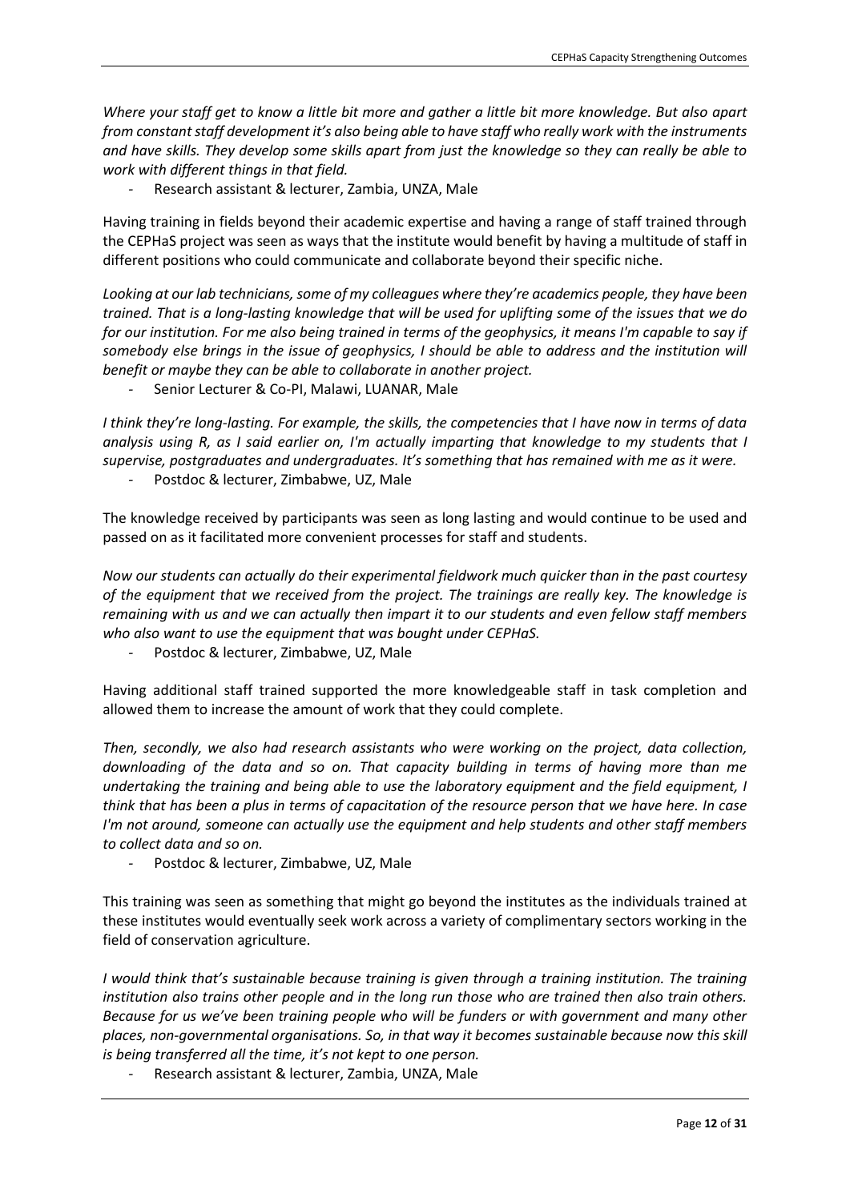*Where your staff get to know a little bit more and gather a little bit more knowledge. But also apart from constant staff development it's also being able to have staff who really work with the instruments and have skills. They develop some skills apart from just the knowledge so they can really be able to work with different things in that field.*

- Research assistant & lecturer, Zambia, UNZA, Male

Having training in fields beyond their academic expertise and having a range of staff trained through the CEPHaS project was seen as ways that the institute would benefit by having a multitude of staff in different positions who could communicate and collaborate beyond their specific niche.

*Looking at our lab technicians, some of my colleagues where they're academics people, they have been trained. That is a long-lasting knowledge that will be used for uplifting some of the issues that we do for our institution. For me also being trained in terms of the geophysics, it means I'm capable to say if somebody else brings in the issue of geophysics, I should be able to address and the institution will benefit or maybe they can be able to collaborate in another project.*

- Senior Lecturer & Co-PI, Malawi, LUANAR, Male

*I think they're long-lasting. For example, the skills, the competencies that I have now in terms of data analysis using R, as I said earlier on, I'm actually imparting that knowledge to my students that I supervise, postgraduates and undergraduates. It's something that has remained with me as it were.*

- Postdoc & lecturer, Zimbabwe, UZ, Male

The knowledge received by participants was seen as long lasting and would continue to be used and passed on as it facilitated more convenient processes for staff and students.

*Now our students can actually do their experimental fieldwork much quicker than in the past courtesy of the equipment that we received from the project. The trainings are really key. The knowledge is remaining with us and we can actually then impart it to our students and even fellow staff members who also want to use the equipment that was bought under CEPHaS.*

- Postdoc & lecturer, Zimbabwe, UZ, Male

Having additional staff trained supported the more knowledgeable staff in task completion and allowed them to increase the amount of work that they could complete.

*Then, secondly, we also had research assistants who were working on the project, data collection, downloading of the data and so on. That capacity building in terms of having more than me undertaking the training and being able to use the laboratory equipment and the field equipment, I think that has been a plus in terms of capacitation of the resource person that we have here. In case I'm not around, someone can actually use the equipment and help students and other staff members to collect data and so on.*

- Postdoc & lecturer, Zimbabwe, UZ, Male

This training was seen as something that might go beyond the institutes as the individuals trained at these institutes would eventually seek work across a variety of complimentary sectors working in the field of conservation agriculture.

*I would think that's sustainable because training is given through a training institution. The training institution also trains other people and in the long run those who are trained then also train others. Because for us we've been training people who will be funders or with government and many other places, non-governmental organisations. So, in that way it becomes sustainable because now this skill is being transferred all the time, it's not kept to one person.*

- Research assistant & lecturer, Zambia, UNZA, Male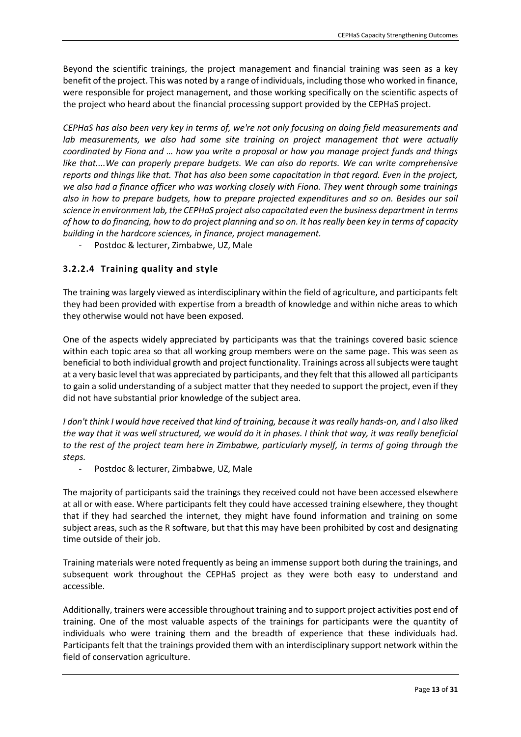Beyond the scientific trainings, the project management and financial training was seen as a key benefit of the project. This was noted by a range of individuals, including those who worked in finance, were responsible for project management, and those working specifically on the scientific aspects of the project who heard about the financial processing support provided by the CEPHaS project.

*CEPHaS has also been very key in terms of, we're not only focusing on doing field measurements and lab measurements, we also had some site training on project management that were actually coordinated by Fiona and … how you write a proposal or how you manage project funds and things like that....We can properly prepare budgets. We can also do reports. We can write comprehensive reports and things like that. That has also been some capacitation in that regard. Even in the project, we also had a finance officer who was working closely with Fiona. They went through some trainings also in how to prepare budgets, how to prepare projected expenditures and so on. Besides our soil science in environment lab, the CEPHaS project also capacitated even the business department in terms of how to do financing, how to do project planning and so on. It has really been key in terms of capacity building in the hardcore sciences, in finance, project management.*

- Postdoc & lecturer, Zimbabwe, UZ, Male

#### 3.2.2.4 Training quality and style

The training was largely viewed as interdisciplinary within the field of agriculture, and participants felt they had been provided with expertise from a breadth of knowledge and within niche areas to which they otherwise would not have been exposed.

One of the aspects widely appreciated by participants was that the trainings covered basic science within each topic area so that all working group members were on the same page. This was seen as beneficial to both individual growth and project functionality. Trainings across all subjects were taught at a very basic level that was appreciated by participants, and they felt that this allowed all participants to gain a solid understanding of a subject matter that they needed to support the project, even if they did not have substantial prior knowledge of the subject area.

*I don't think I would have received that kind of training, because it was really hands-on, and I also liked the way that it was well structured, we would do it in phases. I think that way, it was really beneficial to the rest of the project team here in Zimbabwe, particularly myself, in terms of going through the steps.*

- Postdoc & lecturer, Zimbabwe, UZ, Male

The majority of participants said the trainings they received could not have been accessed elsewhere at all or with ease. Where participants felt they could have accessed training elsewhere, they thought that if they had searched the internet, they might have found information and training on some subject areas, such as the R software, but that this may have been prohibited by cost and designating time outside of their job.

Training materials were noted frequently as being an immense support both during the trainings, and subsequent work throughout the CEPHaS project as they were both easy to understand and accessible.

Additionally, trainers were accessible throughout training and to support project activities post end of training. One of the most valuable aspects of the trainings for participants were the quantity of individuals who were training them and the breadth of experience that these individuals had. Participants felt that the trainings provided them with an interdisciplinary support network within the field of conservation agriculture.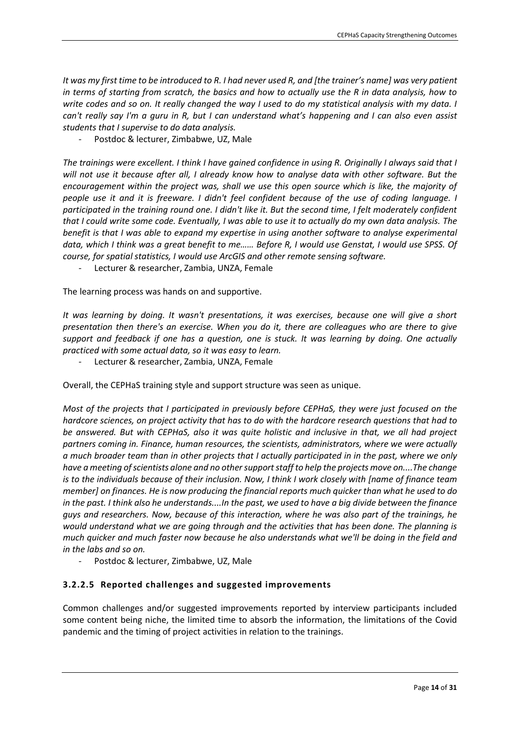*It was my first time to be introduced to R. I had never used R, and [the trainer's name] was very patient in terms of starting from scratch, the basics and how to actually use the R in data analysis, how to write codes and so on. It really changed the way I used to do my statistical analysis with my data. I can't really say I'm a guru in R, but I can understand what's happening and I can also even assist students that I supervise to do data analysis.*

- Postdoc & lecturer, Zimbabwe, UZ, Male

*The trainings were excellent. I think I have gained confidence in using R. Originally I always said that I will not use it because after all, I already know how to analyse data with other software. But the encouragement within the project was, shall we use this open source which is like, the majority of people use it and it is freeware. I didn't feel confident because of the use of coding language. I participated in the training round one. I didn't like it. But the second time, I felt moderately confident that I could write some code. Eventually, I was able to use it to actually do my own data analysis. The benefit is that I was able to expand my expertise in using another software to analyse experimental data, which I think was a great benefit to me…… Before R, I would use Genstat, I would use SPSS. Of course, for spatial statistics, I would use ArcGIS and other remote sensing software.*

- Lecturer & researcher, Zambia, UNZA, Female

The learning process was hands on and supportive.

*It was learning by doing. It wasn't presentations, it was exercises, because one will give a short presentation then there's an exercise. When you do it, there are colleagues who are there to give support and feedback if one has a question, one is stuck. It was learning by doing. One actually practiced with some actual data, so it was easy to learn.*

- Lecturer & researcher, Zambia, UNZA, Female

Overall, the CEPHaS training style and support structure was seen as unique.

*Most of the projects that I participated in previously before CEPHaS, they were just focused on the hardcore sciences, on project activity that has to do with the hardcore research questions that had to be answered. But with CEPHaS, also it was quite holistic and inclusive in that, we all had project partners coming in. Finance, human resources, the scientists, administrators, where we were actually a much broader team than in other projects that I actually participated in in the past, where we only have a meeting of scientists alone and no other support staff to help the projects move on....The change is to the individuals because of their inclusion. Now, I think I work closely with [name of finance team member] on finances. He is now producing the financial reports much quicker than what he used to do in the past. I think also he understands....In the past, we used to have a big divide between the finance guys and researchers. Now, because of this interaction, where he was also part of the trainings, he would understand what we are going through and the activities that has been done. The planning is much quicker and much faster now because he also understands what we'll be doing in the field and in the labs and so on.*

- Postdoc & lecturer, Zimbabwe, UZ, Male

#### 3.2.2.5 Reported challenges and suggested improvements

Common challenges and/or suggested improvements reported by interview participants included some content being niche, the limited time to absorb the information, the limitations of the Covid pandemic and the timing of project activities in relation to the trainings.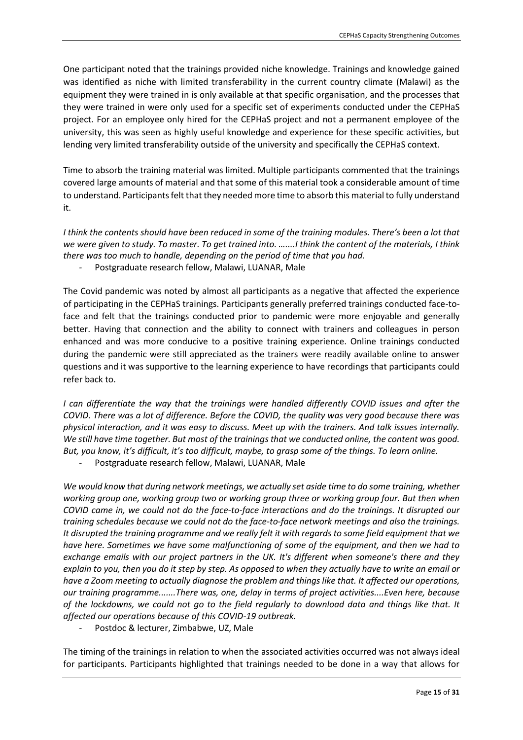One participant noted that the trainings provided niche knowledge. Trainings and knowledge gained was identified as niche with limited transferability in the current country climate (Malawi) as the equipment they were trained in is only available at that specific organisation, and the processes that they were trained in were only used for a specific set of experiments conducted under the CEPHaS project. For an employee only hired for the CEPHaS project and not a permanent employee of the university, this was seen as highly useful knowledge and experience for these specific activities, but lending very limited transferability outside of the university and specifically the CEPHaS context.

Time to absorb the training material was limited. Multiple participants commented that the trainings covered large amounts of material and that some of this material took a considerable amount of time to understand. Participants felt that they needed more time to absorb this material to fully understand it.

*I think the contents should have been reduced in some of the training modules. There's been a lot that we were given to study. To master. To get trained into. …....I think the content of the materials, I think there was too much to handle, depending on the period of time that you had.*

- Postgraduate research fellow, Malawi, LUANAR, Male

The Covid pandemic was noted by almost all participants as a negative that affected the experience of participating in the CEPHaS trainings. Participants generally preferred trainings conducted face-to-face and felt that the trainings conducted prior to pandemic were more enjoyable and generally better. Having that connection and the ability to connect with trainers and colleagues in person enhanced and was more conducive to a positive training experience. Online trainings conducted during the pandemic were still appreciated as the trainers were readily available online to answer questions and it was supportive to the learning experience to have recordings that participants could refer back to.

*I can differentiate the way that the trainings were handled differently COVID issues and after the COVID. There was a lot of difference. Before the COVID, the quality was very good because there was physical interaction, and it was easy to discuss. Meet up with the trainers. And talk issues internally. We still have time together. But most of the trainings that we conducted online, the content was good. But, you know, it's difficult, it's too difficult, maybe, to grasp some of the things. To learn online.*

- Postgraduate research fellow, Malawi, LUANAR, Male

*We would know that during network meetings, we actually set aside time to do some training, whether working group one, working group two or working group three or working group four. But then when COVID came in, we could not do the face-to-face interactions and do the trainings. It disrupted our training schedules because we could not do the face-to-face network meetings and also the trainings. It disrupted the training programme and we really felt it with regards to some field equipment that we have here. Sometimes we have some malfunctioning of some of the equipment, and then we had to exchange emails with our project partners in the UK. It's different when someone's there and they explain to you, then you do it step by step. As opposed to when they actually have to write an email or have a Zoom meeting to actually diagnose the problem and things like that. It affected our operations, our training programme.......There was, one, delay in terms of project activities....Even here, because of the lockdowns, we could not go to the field regularly to download data and things like that. It affected our operations because of this COVID-19 outbreak.*

- Postdoc & lecturer, Zimbabwe, UZ, Male

The timing of the trainings in relation to when the associated activities occurred was not always ideal for participants. Participants highlighted that trainings needed to be done in a way that allows for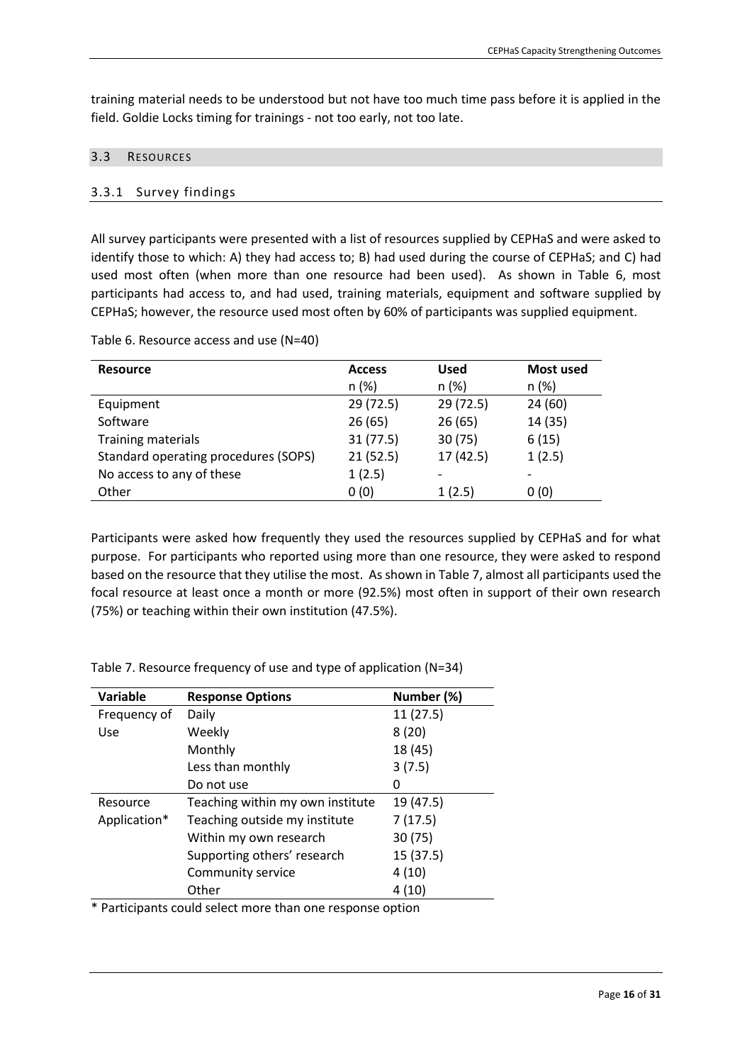training material needs to be understood but not have too much time pass before it is applied in the field. Goldie Locks timing for trainings - not too early, not too late.

## 3.3 RESOURCES

### 3.3.1 Survey findings

All survey participants were presented with a list of resources supplied by CEPHaS and were asked to identify those to which: A) they had access to; B) had used during the course of CEPHaS; and C) had used most often (when more than one resource had been used). As shown in Table 6, most participants had access to, and had used, training materials, equipment and software supplied by CEPHaS; however, the resource used most often by 60% of participants was supplied equipment.

Table 6. Resource access and use (N=40)

| Resource | Access<br>n (%) | Used<br>n (%) | Most used<br>n (%) |
|---|---|---|---|
| Equipment | 29 (72.5) | 29 (72.5) | 24 (60) |
| Software | 26 (65) | 26 (65) | 14 (35) |
| Training materials | 31 (77.5) | 30 (75) | 6 (15) |
| Standard operating procedures (SOPS) | 21 (52.5) | 17 (42.5) | 1 (2.5) |
| No access to any of these | 1 (2.5) | - | - |
| Other | 0 (0) | 1 (2.5) | 0 (0) |

Participants were asked how frequently they used the resources supplied by CEPHaS and for what purpose. For participants who reported using more than one resource, they were asked to respond based on the resource that they utilise the most. As shown in Table 7, almost all participants used the focal resource at least once a month or more (92.5%) most often in support of their own research (75%) or teaching within their own institution (47.5%).

Table 7. Resource frequency of use and type of application (N=34)

| Variable | Response Options | Number (%) |
|---|---|---|
| Frequency of Use | Daily | 11 (27.5) |
| | Weekly | 8 (20) |
| | Monthly | 18 (45) |
| | Less than monthly | 3 (7.5) |
| | Do not use | 0 |
| Resource Application* | Teaching within my own institute | 19 (47.5) |
| | Teaching outside my institute | 7 (17.5) |
| | Within my own research | 30 (75) |
| | Supporting others' research | 15 (37.5) |
| | Community service | 4 (10) |
| | Other | 4 (10) |

* Participants could select more than one response option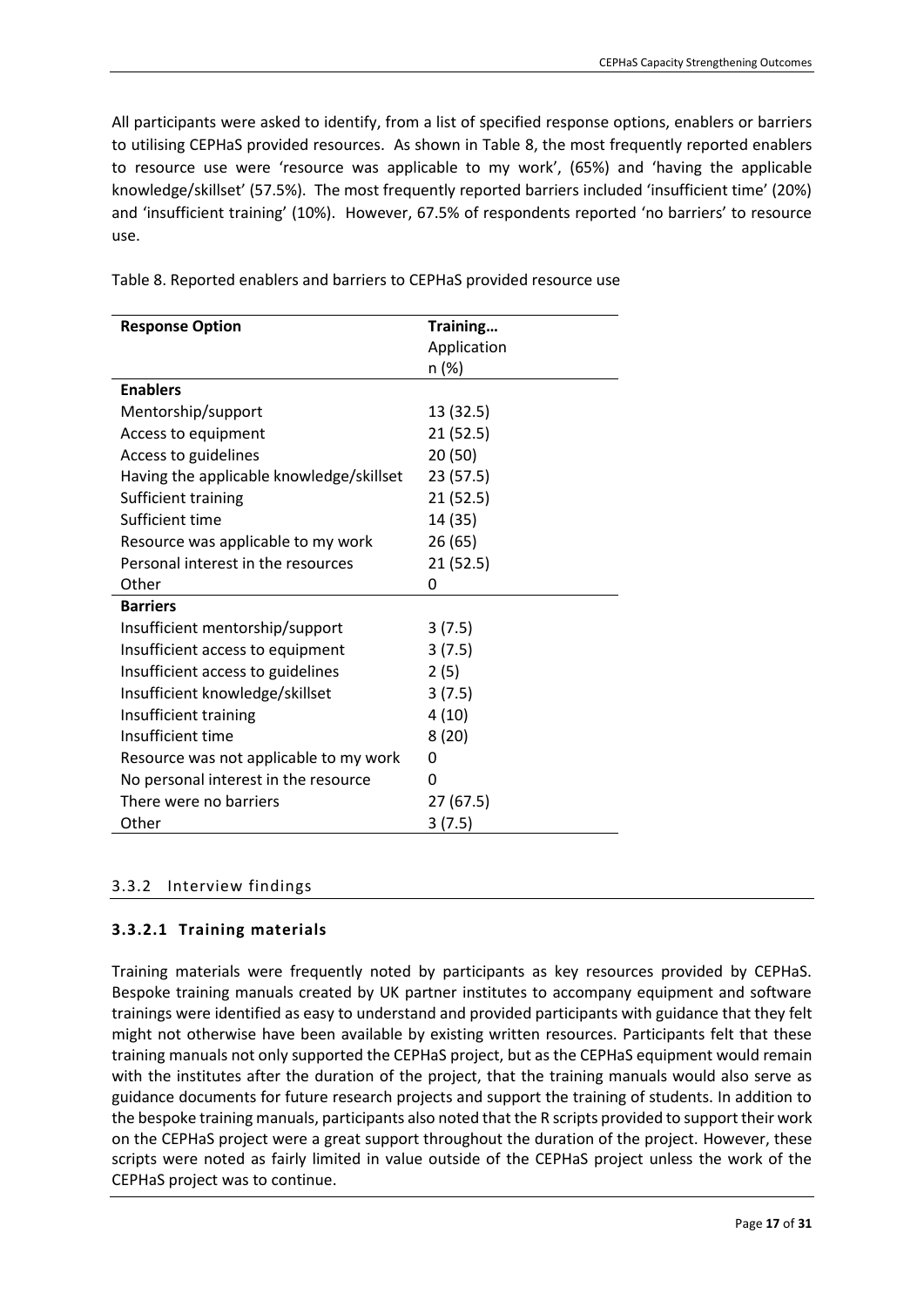All participants were asked to identify, from a list of specified response options, enablers or barriers to utilising CEPHaS provided resources. As shown in Table 8, the most frequently reported enablers to resource use were 'resource was applicable to my work', (65%) and 'having the applicable knowledge/skillset' (57.5%). The most frequently reported barriers included 'insufficient time' (20%) and 'insufficient training' (10%). However, 67.5% of respondents reported 'no barriers' to resource use.

Table 8. Reported enablers and barriers to CEPHaS provided resource use

| Response Option | Training… Application n (%) |
|---|---|
| **Enablers** | |
| Mentorship/support | 13 (32.5) |
| Access to equipment | 21 (52.5) |
| Access to guidelines | 20 (50) |
| Having the applicable knowledge/skillset | 23 (57.5) |
| Sufficient training | 21 (52.5) |
| Sufficient time | 14 (35) |
| Resource was applicable to my work | 26 (65) |
| Personal interest in the resources | 21 (52.5) |
| Other | 0 |
| **Barriers** | |
| Insufficient mentorship/support | 3 (7.5) |
| Insufficient access to equipment | 3 (7.5) |
| Insufficient access to guidelines | 2 (5) |
| Insufficient knowledge/skillset | 3 (7.5) |
| Insufficient training | 4 (10) |
| Insufficient time | 8 (20) |
| Resource was not applicable to my work | 0 |
| No personal interest in the resource | 0 |
| There were no barriers | 27 (67.5) |
| Other | 3 (7.5) |

### 3.3.2 Interview findings

#### 3.3.2.1 Training materials

Training materials were frequently noted by participants as key resources provided by CEPHaS. Bespoke training manuals created by UK partner institutes to accompany equipment and software trainings were identified as easy to understand and provided participants with guidance that they felt might not otherwise have been available by existing written resources. Participants felt that these training manuals not only supported the CEPHaS project, but as the CEPHaS equipment would remain with the institutes after the duration of the project, that the training manuals would also serve as guidance documents for future research projects and support the training of students. In addition to the bespoke training manuals, participants also noted that the R scripts provided to support their work on the CEPHaS project were a great support throughout the duration of the project. However, these scripts were noted as fairly limited in value outside of the CEPHaS project unless the work of the CEPHaS project was to continue.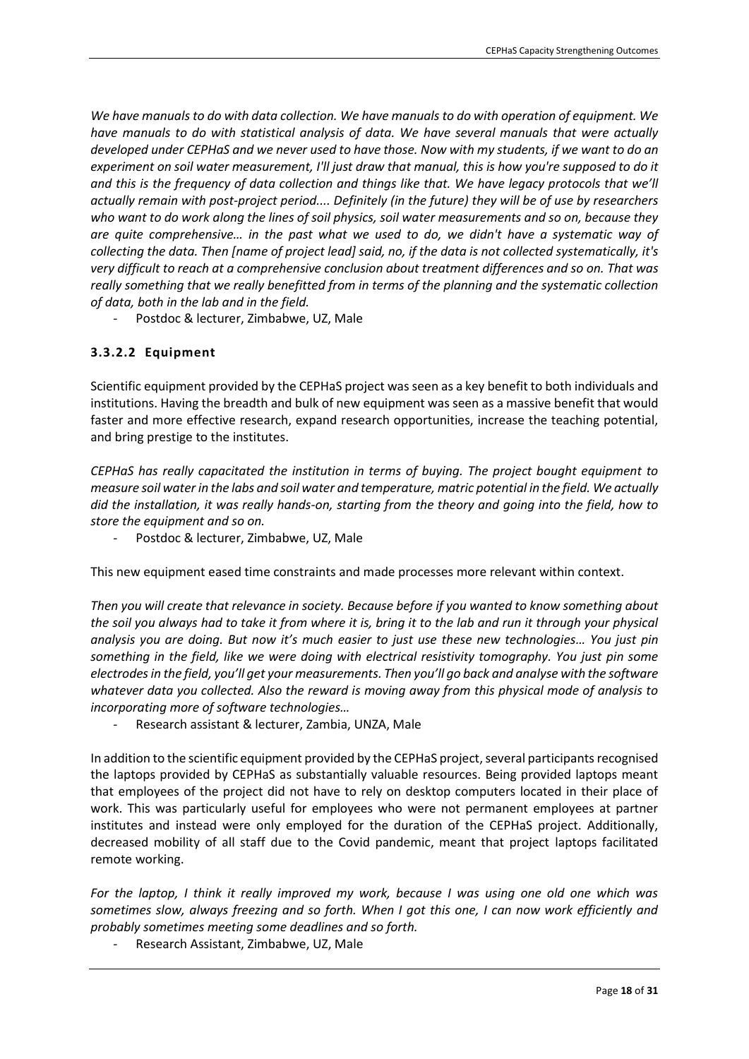*We have manuals to do with data collection. We have manuals to do with operation of equipment. We have manuals to do with statistical analysis of data. We have several manuals that were actually developed under CEPHaS and we never used to have those. Now with my students, if we want to do an experiment on soil water measurement, I'll just draw that manual, this is how you're supposed to do it and this is the frequency of data collection and things like that. We have legacy protocols that we'll actually remain with post-project period.... Definitely (in the future) they will be of use by researchers who want to do work along the lines of soil physics, soil water measurements and so on, because they are quite comprehensive… in the past what we used to do, we didn't have a systematic way of collecting the data. Then [name of project lead] said, no, if the data is not collected systematically, it's very difficult to reach at a comprehensive conclusion about treatment differences and so on. That was really something that we really benefitted from in terms of the planning and the systematic collection of data, both in the lab and in the field.*

- Postdoc & lecturer, Zimbabwe, UZ, Male

#### 3.3.2.2 Equipment

Scientific equipment provided by the CEPHaS project was seen as a key benefit to both individuals and institutions. Having the breadth and bulk of new equipment was seen as a massive benefit that would faster and more effective research, expand research opportunities, increase the teaching potential, and bring prestige to the institutes.

*CEPHaS has really capacitated the institution in terms of buying. The project bought equipment to measure soil water in the labs and soil water and temperature, matric potential in the field. We actually did the installation, it was really hands-on, starting from the theory and going into the field, how to store the equipment and so on.*

- Postdoc & lecturer, Zimbabwe, UZ, Male

This new equipment eased time constraints and made processes more relevant within context.

*Then you will create that relevance in society. Because before if you wanted to know something about the soil you always had to take it from where it is, bring it to the lab and run it through your physical analysis you are doing. But now it's much easier to just use these new technologies… You just pin something in the field, like we were doing with electrical resistivity tomography. You just pin some electrodes in the field, you'll get your measurements. Then you'll go back and analyse with the software whatever data you collected. Also the reward is moving away from this physical mode of analysis to incorporating more of software technologies…*

- Research assistant & lecturer, Zambia, UNZA, Male

In addition to the scientific equipment provided by the CEPHaS project, several participants recognised the laptops provided by CEPHaS as substantially valuable resources. Being provided laptops meant that employees of the project did not have to rely on desktop computers located in their place of work. This was particularly useful for employees who were not permanent employees at partner institutes and instead were only employed for the duration of the CEPHaS project. Additionally, decreased mobility of all staff due to the Covid pandemic, meant that project laptops facilitated remote working.

*For the laptop, I think it really improved my work, because I was using one old one which was sometimes slow, always freezing and so forth. When I got this one, I can now work efficiently and probably sometimes meeting some deadlines and so forth.*

- Research Assistant, Zimbabwe, UZ, Male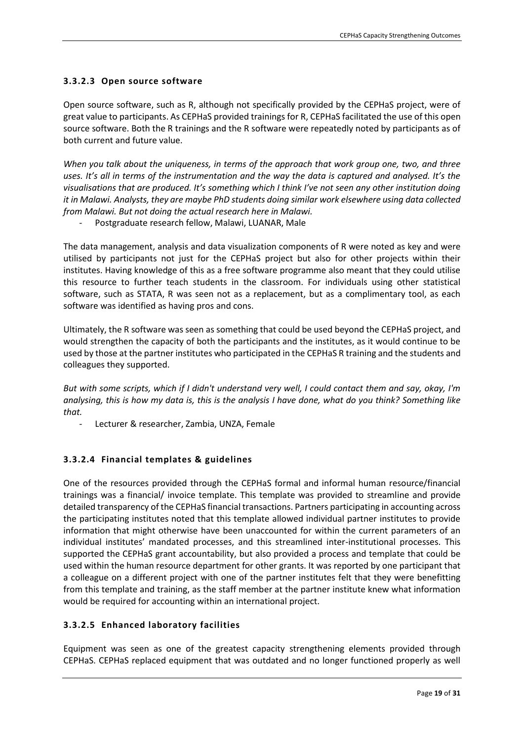#### 3.3.2.3 Open source software

Open source software, such as R, although not specifically provided by the CEPHaS project, were of great value to participants. As CEPHaS provided trainings for R, CEPHaS facilitated the use of this open source software. Both the R trainings and the R software were repeatedly noted by participants as of both current and future value.

*When you talk about the uniqueness, in terms of the approach that work group one, two, and three uses. It's all in terms of the instrumentation and the way the data is captured and analysed. It's the visualisations that are produced. It's something which I think I've not seen any other institution doing it in Malawi. Analysts, they are maybe PhD students doing similar work elsewhere using data collected from Malawi. But not doing the actual research here in Malawi.*

- Postgraduate research fellow, Malawi, LUANAR, Male

The data management, analysis and data visualization components of R were noted as key and were utilised by participants not just for the CEPHaS project but also for other projects within their institutes. Having knowledge of this as a free software programme also meant that they could utilise this resource to further teach students in the classroom. For individuals using other statistical software, such as STATA, R was seen not as a replacement, but as a complimentary tool, as each software was identified as having pros and cons.

Ultimately, the R software was seen as something that could be used beyond the CEPHaS project, and would strengthen the capacity of both the participants and the institutes, as it would continue to be used by those at the partner institutes who participated in the CEPHaS R training and the students and colleagues they supported.

*But with some scripts, which if I didn't understand very well, I could contact them and say, okay, I'm analysing, this is how my data is, this is the analysis I have done, what do you think? Something like that.*

- Lecturer & researcher, Zambia, UNZA, Female

#### 3.3.2.4 Financial templates & guidelines

One of the resources provided through the CEPHaS formal and informal human resource/financial trainings was a financial/ invoice template. This template was provided to streamline and provide detailed transparency of the CEPHaS financial transactions. Partners participating in accounting across the participating institutes noted that this template allowed individual partner institutes to provide information that might otherwise have been unaccounted for within the current parameters of an individual institutes' mandated processes, and this streamlined inter-institutional processes. This supported the CEPHaS grant accountability, but also provided a process and template that could be used within the human resource department for other grants. It was reported by one participant that a colleague on a different project with one of the partner institutes felt that they were benefitting from this template and training, as the staff member at the partner institute knew what information would be required for accounting within an international project.

#### 3.3.2.5 Enhanced laboratory facilities

Equipment was seen as one of the greatest capacity strengthening elements provided through CEPHaS. CEPHaS replaced equipment that was outdated and no longer functioned properly as well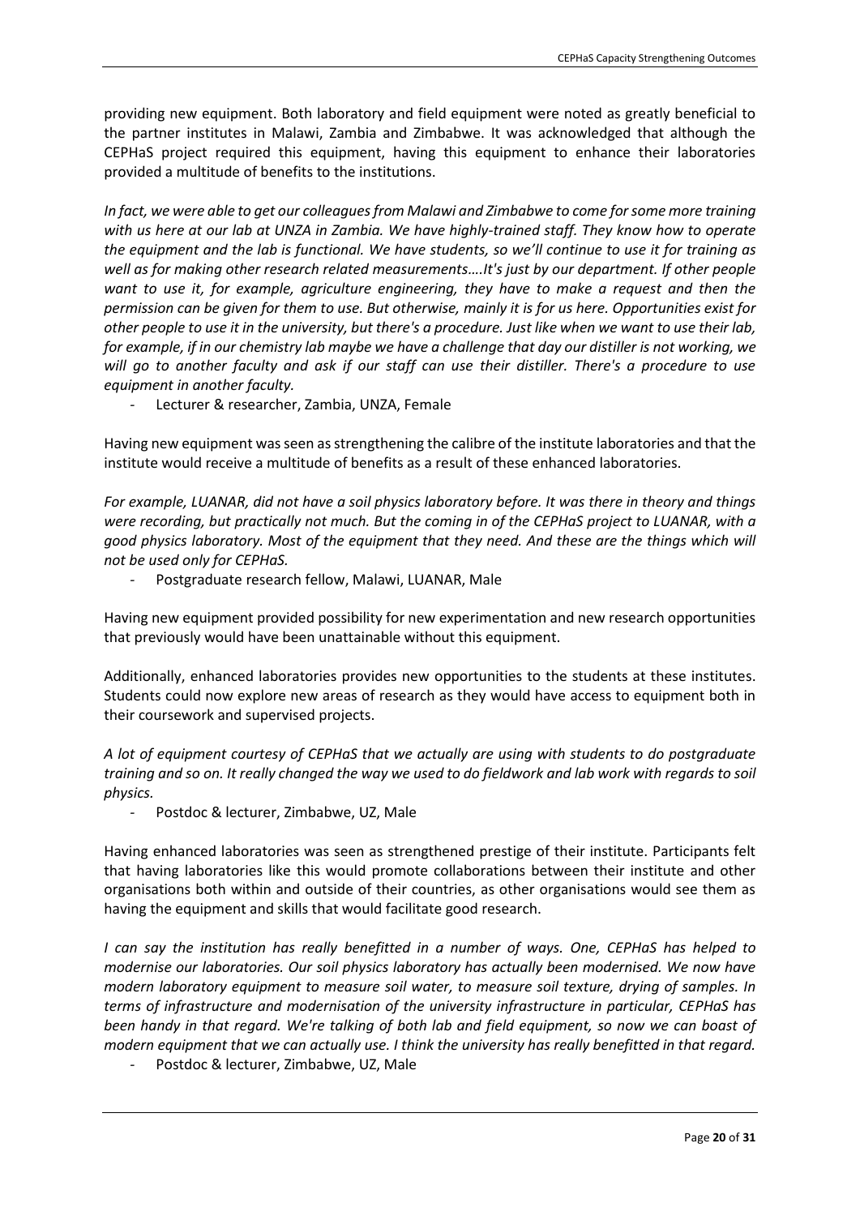providing new equipment. Both laboratory and field equipment were noted as greatly beneficial to the partner institutes in Malawi, Zambia and Zimbabwe. It was acknowledged that although the CEPHaS project required this equipment, having this equipment to enhance their laboratories provided a multitude of benefits to the institutions.

*In fact, we were able to get our colleagues from Malawi and Zimbabwe to come for some more training with us here at our lab at UNZA in Zambia. We have highly-trained staff. They know how to operate the equipment and the lab is functional. We have students, so we'll continue to use it for training as well as for making other research related measurements….It's just by our department. If other people want to use it, for example, agriculture engineering, they have to make a request and then the permission can be given for them to use. But otherwise, mainly it is for us here. Opportunities exist for other people to use it in the university, but there's a procedure. Just like when we want to use their lab, for example, if in our chemistry lab maybe we have a challenge that day our distiller is not working, we will go to another faculty and ask if our staff can use their distiller. There's a procedure to use equipment in another faculty.*

- Lecturer & researcher, Zambia, UNZA, Female

Having new equipment was seen as strengthening the calibre of the institute laboratories and that the institute would receive a multitude of benefits as a result of these enhanced laboratories.

*For example, LUANAR, did not have a soil physics laboratory before. It was there in theory and things were recording, but practically not much. But the coming in of the CEPHaS project to LUANAR, with a good physics laboratory. Most of the equipment that they need. And these are the things which will not be used only for CEPHaS.*

- Postgraduate research fellow, Malawi, LUANAR, Male

Having new equipment provided possibility for new experimentation and new research opportunities that previously would have been unattainable without this equipment.

Additionally, enhanced laboratories provides new opportunities to the students at these institutes. Students could now explore new areas of research as they would have access to equipment both in their coursework and supervised projects.

*A lot of equipment courtesy of CEPHaS that we actually are using with students to do postgraduate training and so on. It really changed the way we used to do fieldwork and lab work with regards to soil physics.*

- Postdoc & lecturer, Zimbabwe, UZ, Male

Having enhanced laboratories was seen as strengthened prestige of their institute. Participants felt that having laboratories like this would promote collaborations between their institute and other organisations both within and outside of their countries, as other organisations would see them as having the equipment and skills that would facilitate good research.

*I can say the institution has really benefitted in a number of ways. One, CEPHaS has helped to modernise our laboratories. Our soil physics laboratory has actually been modernised. We now have modern laboratory equipment to measure soil water, to measure soil texture, drying of samples. In terms of infrastructure and modernisation of the university infrastructure in particular, CEPHaS has been handy in that regard. We're talking of both lab and field equipment, so now we can boast of modern equipment that we can actually use. I think the university has really benefitted in that regard.*

- Postdoc & lecturer, Zimbabwe, UZ, Male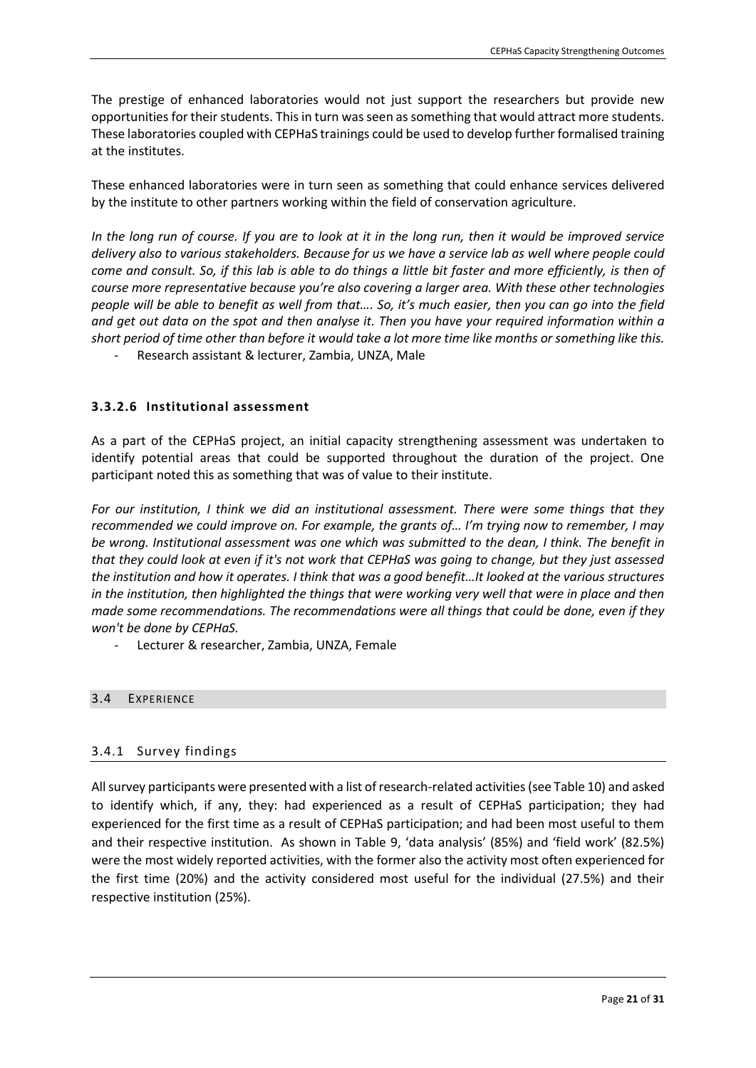The prestige of enhanced laboratories would not just support the researchers but provide new opportunities for their students. This in turn was seen as something that would attract more students. These laboratories coupled with CEPHaS trainings could be used to develop further formalised training at the institutes.

These enhanced laboratories were in turn seen as something that could enhance services delivered by the institute to other partners working within the field of conservation agriculture.

*In the long run of course. If you are to look at it in the long run, then it would be improved service delivery also to various stakeholders. Because for us we have a service lab as well where people could come and consult. So, if this lab is able to do things a little bit faster and more efficiently, is then of course more representative because you're also covering a larger area. With these other technologies people will be able to benefit as well from that…. So, it's much easier, then you can go into the field and get out data on the spot and then analyse it. Then you have your required information within a short period of time other than before it would take a lot more time like months or something like this.*

- Research assistant & lecturer, Zambia, UNZA, Male

#### 3.3.2.6 Institutional assessment

As a part of the CEPHaS project, an initial capacity strengthening assessment was undertaken to identify potential areas that could be supported throughout the duration of the project. One participant noted this as something that was of value to their institute.

*For our institution, I think we did an institutional assessment. There were some things that they recommended we could improve on. For example, the grants of… I'm trying now to remember, I may be wrong. Institutional assessment was one which was submitted to the dean, I think. The benefit in that they could look at even if it's not work that CEPHaS was going to change, but they just assessed the institution and how it operates. I think that was a good benefit…It looked at the various structures in the institution, then highlighted the things that were working very well that were in place and then made some recommendations. The recommendations were all things that could be done, even if they won't be done by CEPHaS.*

- Lecturer & researcher, Zambia, UNZA, Female

## 3.4 Experience

### 3.4.1 Survey findings

All survey participants were presented with a list of research-related activities (see Table 10) and asked to identify which, if any, they: had experienced as a result of CEPHaS participation; they had experienced for the first time as a result of CEPHaS participation; and had been most useful to them and their respective institution. As shown in Table 9, 'data analysis' (85%) and 'field work' (82.5%) were the most widely reported activities, with the former also the activity most often experienced for the first time (20%) and the activity considered most useful for the individual (27.5%) and their respective institution (25%).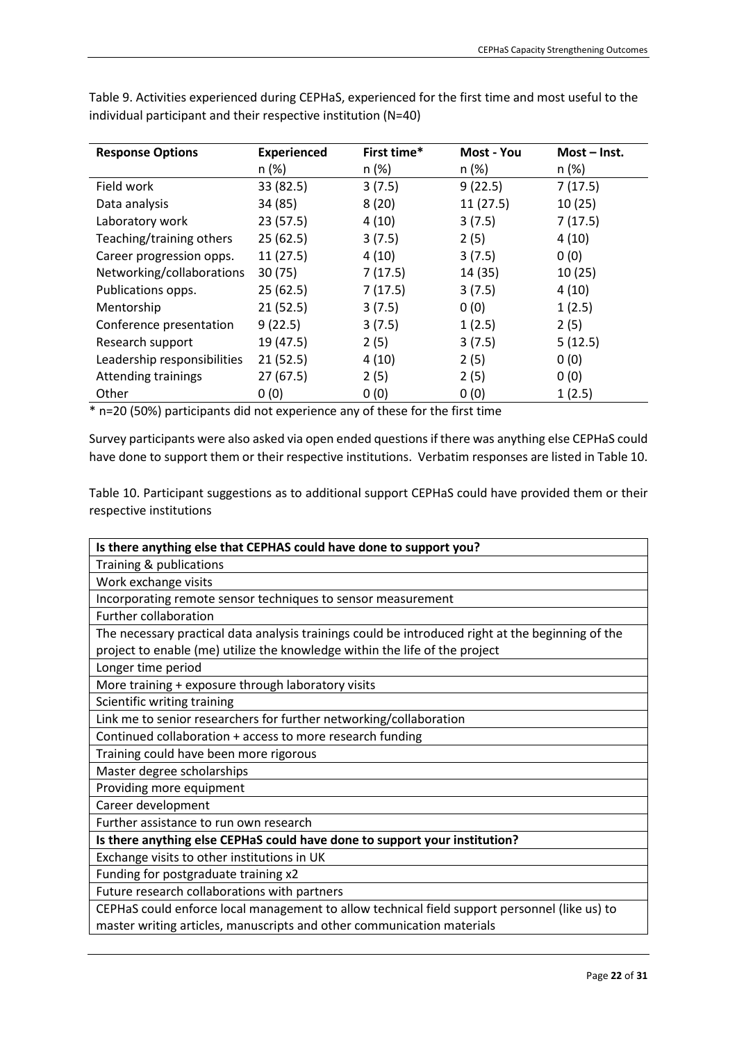Table 9. Activities experienced during CEPHaS, experienced for the first time and most useful to the individual participant and their respective institution (N=40)

| **Response Options** | **Experienced** n (%) | **First time*** n (%) | **Most - You** n (%) | **Most – Inst.** n (%) |
|---|---|---|---|---|
| Field work | 33 (82.5) | 3 (7.5) | 9 (22.5) | 7 (17.5) |
| Data analysis | 34 (85) | 8 (20) | 11 (27.5) | 10 (25) |
| Laboratory work | 23 (57.5) | 4 (10) | 3 (7.5) | 7 (17.5) |
| Teaching/training others | 25 (62.5) | 3 (7.5) | 2 (5) | 4 (10) |
| Career progression opps. | 11 (27.5) | 4 (10) | 3 (7.5) | 0 (0) |
| Networking/collaborations | 30 (75) | 7 (17.5) | 14 (35) | 10 (25) |
| Publications opps. | 25 (62.5) | 7 (17.5) | 3 (7.5) | 4 (10) |
| Mentorship | 21 (52.5) | 3 (7.5) | 0 (0) | 1 (2.5) |
| Conference presentation | 9 (22.5) | 3 (7.5) | 1 (2.5) | 2 (5) |
| Research support | 19 (47.5) | 2 (5) | 3 (7.5) | 5 (12.5) |
| Leadership responsibilities | 21 (52.5) | 4 (10) | 2 (5) | 0 (0) |
| Attending trainings | 27 (67.5) | 2 (5) | 2 (5) | 0 (0) |
| Other | 0 (0) | 0 (0) | 0 (0) | 1 (2.5) |

* n=20 (50%) participants did not experience any of these for the first time

Survey participants were also asked via open ended questions if there was anything else CEPHaS could have done to support them or their respective institutions. Verbatim responses are listed in Table 10.

Table 10. Participant suggestions as to additional support CEPHaS could have provided them or their respective institutions

| **Is there anything else that CEPHAS could have done to support you?** |
|---|
| Training & publications |
| Work exchange visits |
| Incorporating remote sensor techniques to sensor measurement |
| Further collaboration |
| The necessary practical data analysis trainings could be introduced right at the beginning of the project to enable (me) utilize the knowledge within the life of the project |
| Longer time period |
| More training + exposure through laboratory visits |
| Scientific writing training |
| Link me to senior researchers for further networking/collaboration |
| Continued collaboration + access to more research funding |
| Training could have been more rigorous |
| Master degree scholarships |
| Providing more equipment |
| Career development |
| Further assistance to run own research |
| **Is there anything else CEPHaS could have done to support your institution?** |
| Exchange visits to other institutions in UK |
| Funding for postgraduate training x2 |
| Future research collaborations with partners |
| CEPHaS could enforce local management to allow technical field support personnel (like us) to master writing articles, manuscripts and other communication materials |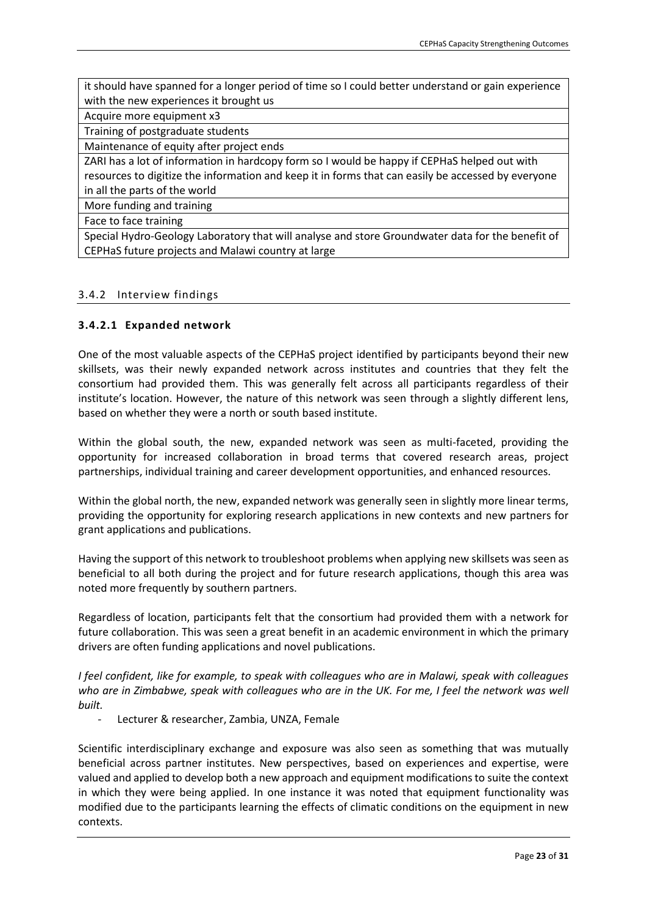| |
|---|
| it should have spanned for a longer period of time so I could better understand or gain experience with the new experiences it brought us |
| Acquire more equipment x3 |
| Training of postgraduate students |
| Maintenance of equity after project ends |
| ZARI has a lot of information in hardcopy form so I would be happy if CEPHaS helped out with resources to digitize the information and keep it in forms that can easily be accessed by everyone in all the parts of the world |
| More funding and training |
| Face to face training |
| Special Hydro-Geology Laboratory that will analyse and store Groundwater data for the benefit of CEPHaS future projects and Malawi country at large |

### 3.4.2 Interview findings

#### 3.4.2.1 Expanded network

One of the most valuable aspects of the CEPHaS project identified by participants beyond their new skillsets, was their newly expanded network across institutes and countries that they felt the consortium had provided them. This was generally felt across all participants regardless of their institute's location. However, the nature of this network was seen through a slightly different lens, based on whether they were a north or south based institute.

Within the global south, the new, expanded network was seen as multi-faceted, providing the opportunity for increased collaboration in broad terms that covered research areas, project partnerships, individual training and career development opportunities, and enhanced resources.

Within the global north, the new, expanded network was generally seen in slightly more linear terms, providing the opportunity for exploring research applications in new contexts and new partners for grant applications and publications.

Having the support of this network to troubleshoot problems when applying new skillsets was seen as beneficial to all both during the project and for future research applications, though this area was noted more frequently by southern partners.

Regardless of location, participants felt that the consortium had provided them with a network for future collaboration. This was seen a great benefit in an academic environment in which the primary drivers are often funding applications and novel publications.

*I feel confident, like for example, to speak with colleagues who are in Malawi, speak with colleagues who are in Zimbabwe, speak with colleagues who are in the UK. For me, I feel the network was well built.*

- Lecturer & researcher, Zambia, UNZA, Female

Scientific interdisciplinary exchange and exposure was also seen as something that was mutually beneficial across partner institutes. New perspectives, based on experiences and expertise, were valued and applied to develop both a new approach and equipment modifications to suite the context in which they were being applied. In one instance it was noted that equipment functionality was modified due to the participants learning the effects of climatic conditions on the equipment in new contexts.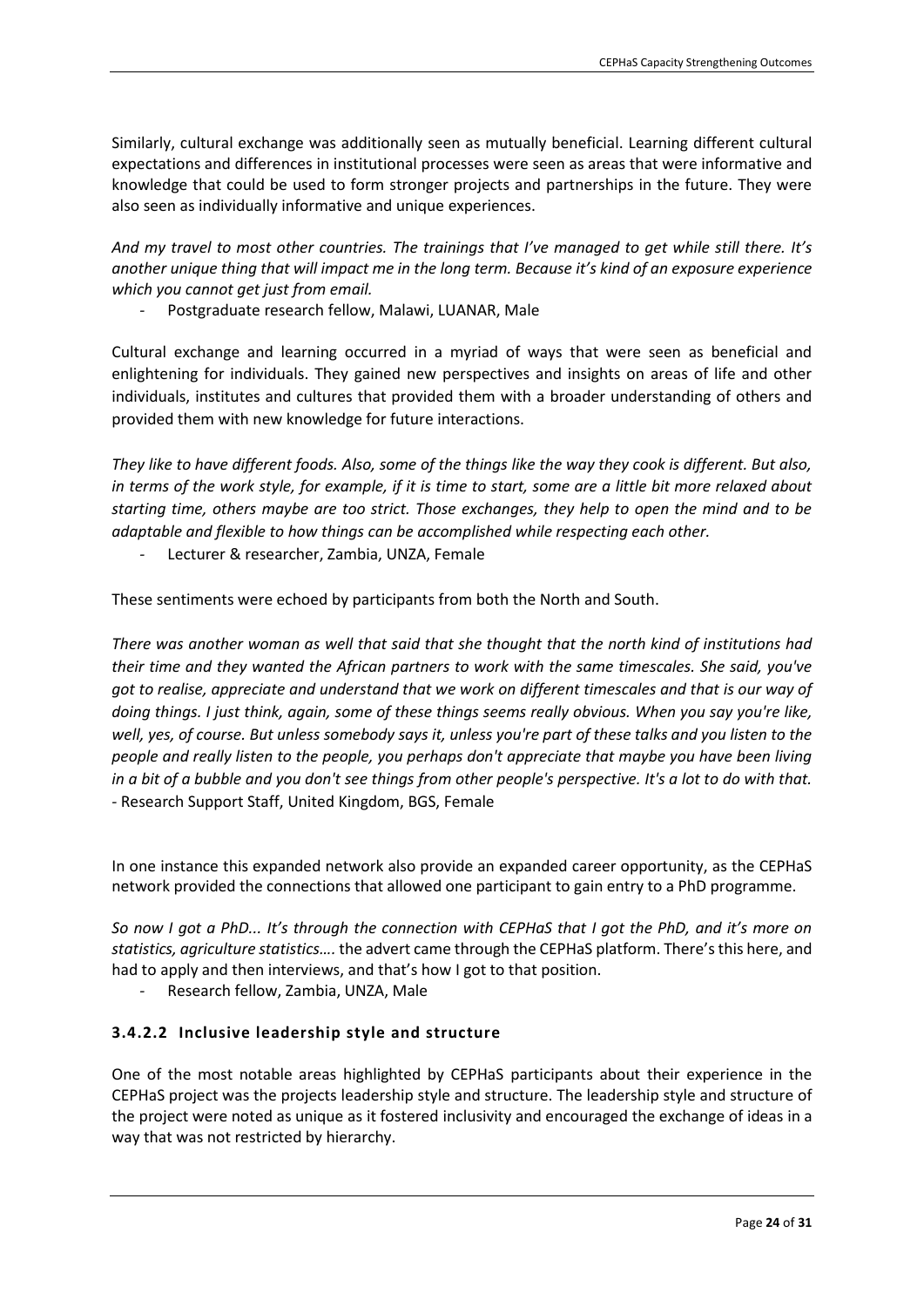Similarly, cultural exchange was additionally seen as mutually beneficial. Learning different cultural expectations and differences in institutional processes were seen as areas that were informative and knowledge that could be used to form stronger projects and partnerships in the future. They were also seen as individually informative and unique experiences.

*And my travel to most other countries. The trainings that I've managed to get while still there. It's another unique thing that will impact me in the long term. Because it's kind of an exposure experience which you cannot get just from email.*

- Postgraduate research fellow, Malawi, LUANAR, Male

Cultural exchange and learning occurred in a myriad of ways that were seen as beneficial and enlightening for individuals. They gained new perspectives and insights on areas of life and other individuals, institutes and cultures that provided them with a broader understanding of others and provided them with new knowledge for future interactions.

*They like to have different foods. Also, some of the things like the way they cook is different. But also, in terms of the work style, for example, if it is time to start, some are a little bit more relaxed about starting time, others maybe are too strict. Those exchanges, they help to open the mind and to be adaptable and flexible to how things can be accomplished while respecting each other.*

- Lecturer & researcher, Zambia, UNZA, Female

These sentiments were echoed by participants from both the North and South.

*There was another woman as well that said that she thought that the north kind of institutions had their time and they wanted the African partners to work with the same timescales. She said, you've got to realise, appreciate and understand that we work on different timescales and that is our way of doing things. I just think, again, some of these things seems really obvious. When you say you're like, well, yes, of course. But unless somebody says it, unless you're part of these talks and you listen to the people and really listen to the people, you perhaps don't appreciate that maybe you have been living in a bit of a bubble and you don't see things from other people's perspective. It's a lot to do with that.*
- Research Support Staff, United Kingdom, BGS, Female

In one instance this expanded network also provide an expanded career opportunity, as the CEPHaS network provided the connections that allowed one participant to gain entry to a PhD programme.

*So now I got a PhD... It's through the connection with CEPHaS that I got the PhD, and it's more on statistics, agriculture statistics….* the advert came through the CEPHaS platform. There's this here, and had to apply and then interviews, and that's how I got to that position.

- Research fellow, Zambia, UNZA, Male

#### 3.4.2.2 Inclusive leadership style and structure

One of the most notable areas highlighted by CEPHaS participants about their experience in the CEPHaS project was the projects leadership style and structure. The leadership style and structure of the project were noted as unique as it fostered inclusivity and encouraged the exchange of ideas in a way that was not restricted by hierarchy.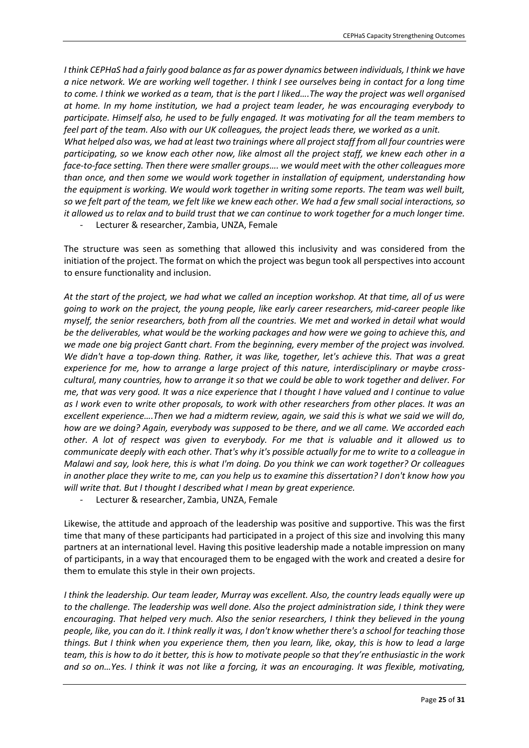*I think CEPHaS had a fairly good balance as far as power dynamics between individuals, I think we have a nice network. We are working well together. I think I see ourselves being in contact for a long time to come. I think we worked as a team, that is the part I liked….The way the project was well organised at home. In my home institution, we had a project team leader, he was encouraging everybody to participate. Himself also, he used to be fully engaged. It was motivating for all the team members to feel part of the team. Also with our UK colleagues, the project leads there, we worked as a unit.*
*What helped also was, we had at least two trainings where all project staff from all four countries were participating, so we know each other now, like almost all the project staff, we knew each other in a face-to-face setting. Then there were smaller groups…. we would meet with the other colleagues more than once, and then some we would work together in installation of equipment, understanding how the equipment is working. We would work together in writing some reports. The team was well built, so we felt part of the team, we felt like we knew each other. We had a few small social interactions, so it allowed us to relax and to build trust that we can continue to work together for a much longer time.*

- Lecturer & researcher, Zambia, UNZA, Female

The structure was seen as something that allowed this inclusivity and was considered from the initiation of the project. The format on which the project was begun took all perspectives into account to ensure functionality and inclusion.

*At the start of the project, we had what we called an inception workshop. At that time, all of us were going to work on the project, the young people, like early career researchers, mid-career people like myself, the senior researchers, both from all the countries. We met and worked in detail what would be the deliverables, what would be the working packages and how were we going to achieve this, and we made one big project Gantt chart. From the beginning, every member of the project was involved. We didn't have a top-down thing. Rather, it was like, together, let's achieve this. That was a great experience for me, how to arrange a large project of this nature, interdisciplinary or maybe cross-cultural, many countries, how to arrange it so that we could be able to work together and deliver. For me, that was very good. It was a nice experience that I thought I have valued and I continue to value as I work even to write other proposals, to work with other researchers from other places. It was an excellent experience….Then we had a midterm review, again, we said this is what we said we will do, how are we doing? Again, everybody was supposed to be there, and we all came. We accorded each other. A lot of respect was given to everybody. For me that is valuable and it allowed us to communicate deeply with each other. That's why it's possible actually for me to write to a colleague in Malawi and say, look here, this is what I'm doing. Do you think we can work together? Or colleagues in another place they write to me, can you help us to examine this dissertation? I don't know how you will write that. But I thought I described what I mean by great experience.*

- Lecturer & researcher, Zambia, UNZA, Female

Likewise, the attitude and approach of the leadership was positive and supportive. This was the first time that many of these participants had participated in a project of this size and involving this many partners at an international level. Having this positive leadership made a notable impression on many of participants, in a way that encouraged them to be engaged with the work and created a desire for them to emulate this style in their own projects.

*I think the leadership. Our team leader, Murray was excellent. Also, the country leads equally were up to the challenge. The leadership was well done. Also the project administration side, I think they were encouraging. That helped very much. Also the senior researchers, I think they believed in the young people, like, you can do it. I think really it was, I don't know whether there's a school for teaching those things. But I think when you experience them, then you learn, like, okay, this is how to lead a large team, this is how to do it better, this is how to motivate people so that they're enthusiastic in the work and so on…Yes. I think it was not like a forcing, it was an encouraging. It was flexible, motivating,*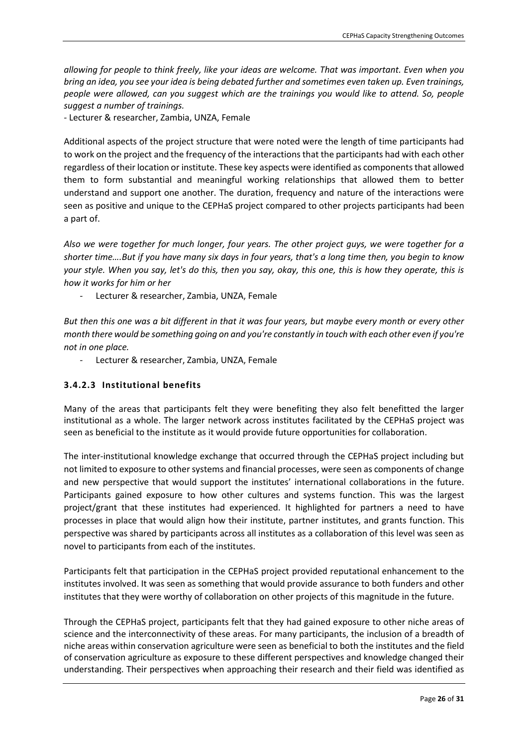*allowing for people to think freely, like your ideas are welcome. That was important. Even when you bring an idea, you see your idea is being debated further and sometimes even taken up. Even trainings, people were allowed, can you suggest which are the trainings you would like to attend. So, people suggest a number of trainings.*

- Lecturer & researcher, Zambia, UNZA, Female

Additional aspects of the project structure that were noted were the length of time participants had to work on the project and the frequency of the interactions that the participants had with each other regardless of their location or institute. These key aspects were identified as components that allowed them to form substantial and meaningful working relationships that allowed them to better understand and support one another. The duration, frequency and nature of the interactions were seen as positive and unique to the CEPHaS project compared to other projects participants had been a part of.

*Also we were together for much longer, four years. The other project guys, we were together for a shorter time….But if you have many six days in four years, that's a long time then, you begin to know your style. When you say, let's do this, then you say, okay, this one, this is how they operate, this is how it works for him or her*

- Lecturer & researcher, Zambia, UNZA, Female

*But then this one was a bit different in that it was four years, but maybe every month or every other month there would be something going on and you're constantly in touch with each other even if you're not in one place.*

- Lecturer & researcher, Zambia, UNZA, Female

#### 3.4.2.3 Institutional benefits

Many of the areas that participants felt they were benefiting they also felt benefitted the larger institutional as a whole. The larger network across institutes facilitated by the CEPHaS project was seen as beneficial to the institute as it would provide future opportunities for collaboration.

The inter-institutional knowledge exchange that occurred through the CEPHaS project including but not limited to exposure to other systems and financial processes, were seen as components of change and new perspective that would support the institutes' international collaborations in the future. Participants gained exposure to how other cultures and systems function. This was the largest project/grant that these institutes had experienced. It highlighted for partners a need to have processes in place that would align how their institute, partner institutes, and grants function. This perspective was shared by participants across all institutes as a collaboration of this level was seen as novel to participants from each of the institutes.

Participants felt that participation in the CEPHaS project provided reputational enhancement to the institutes involved. It was seen as something that would provide assurance to both funders and other institutes that they were worthy of collaboration on other projects of this magnitude in the future.

Through the CEPHaS project, participants felt that they had gained exposure to other niche areas of science and the interconnectivity of these areas. For many participants, the inclusion of a breadth of niche areas within conservation agriculture were seen as beneficial to both the institutes and the field of conservation agriculture as exposure to these different perspectives and knowledge changed their understanding. Their perspectives when approaching their research and their field was identified as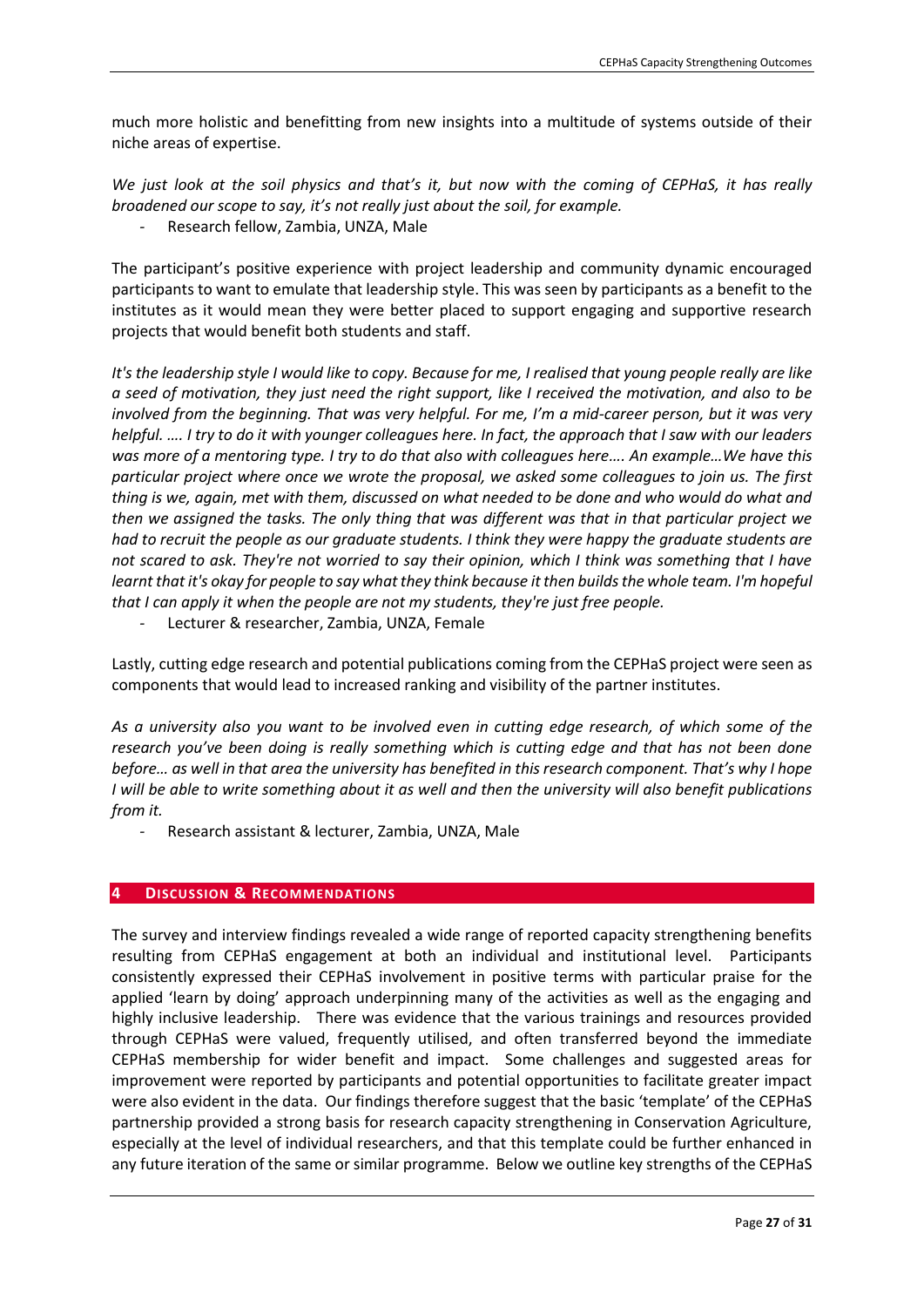much more holistic and benefitting from new insights into a multitude of systems outside of their niche areas of expertise.

*We just look at the soil physics and that's it, but now with the coming of CEPHaS, it has really broadened our scope to say, it's not really just about the soil, for example.*

- Research fellow, Zambia, UNZA, Male

The participant's positive experience with project leadership and community dynamic encouraged participants to want to emulate that leadership style. This was seen by participants as a benefit to the institutes as it would mean they were better placed to support engaging and supportive research projects that would benefit both students and staff.

*It's the leadership style I would like to copy. Because for me, I realised that young people really are like a seed of motivation, they just need the right support, like I received the motivation, and also to be involved from the beginning. That was very helpful. For me, I'm a mid-career person, but it was very helpful. …. I try to do it with younger colleagues here. In fact, the approach that I saw with our leaders was more of a mentoring type. I try to do that also with colleagues here…. An example…We have this particular project where once we wrote the proposal, we asked some colleagues to join us. The first thing is we, again, met with them, discussed on what needed to be done and who would do what and then we assigned the tasks. The only thing that was different was that in that particular project we had to recruit the people as our graduate students. I think they were happy the graduate students are not scared to ask. They're not worried to say their opinion, which I think was something that I have learnt that it's okay for people to say what they think because it then builds the whole team. I'm hopeful that I can apply it when the people are not my students, they're just free people.*

- Lecturer & researcher, Zambia, UNZA, Female

Lastly, cutting edge research and potential publications coming from the CEPHaS project were seen as components that would lead to increased ranking and visibility of the partner institutes.

*As a university also you want to be involved even in cutting edge research, of which some of the research you've been doing is really something which is cutting edge and that has not been done before… as well in that area the university has benefited in this research component. That's why I hope I will be able to write something about it as well and then the university will also benefit publications from it.*

- Research assistant & lecturer, Zambia, UNZA, Male

# 4 Discussion & Recommendations

The survey and interview findings revealed a wide range of reported capacity strengthening benefits resulting from CEPHaS engagement at both an individual and institutional level. Participants consistently expressed their CEPHaS involvement in positive terms with particular praise for the applied 'learn by doing' approach underpinning many of the activities as well as the engaging and highly inclusive leadership. There was evidence that the various trainings and resources provided through CEPHaS were valued, frequently utilised, and often transferred beyond the immediate CEPHaS membership for wider benefit and impact. Some challenges and suggested areas for improvement were reported by participants and potential opportunities to facilitate greater impact were also evident in the data. Our findings therefore suggest that the basic 'template' of the CEPHaS partnership provided a strong basis for research capacity strengthening in Conservation Agriculture, especially at the level of individual researchers, and that this template could be further enhanced in any future iteration of the same or similar programme. Below we outline key strengths of the CEPHaS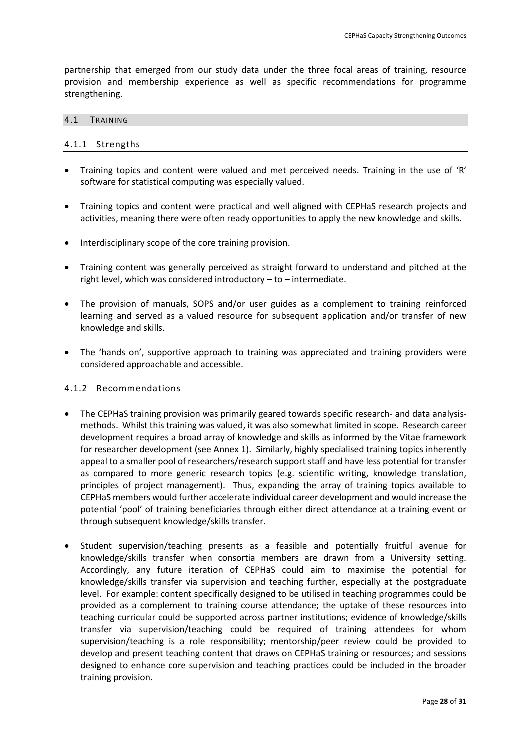partnership that emerged from our study data under the three focal areas of training, resource provision and membership experience as well as specific recommendations for programme strengthening.

## 4.1 Training

### 4.1.1 Strengths

- Training topics and content were valued and met perceived needs. Training in the use of 'R' software for statistical computing was especially valued.
- Training topics and content were practical and well aligned with CEPHaS research projects and activities, meaning there were often ready opportunities to apply the new knowledge and skills.
- Interdisciplinary scope of the core training provision.
- Training content was generally perceived as straight forward to understand and pitched at the right level, which was considered introductory – to – intermediate.
- The provision of manuals, SOPS and/or user guides as a complement to training reinforced learning and served as a valued resource for subsequent application and/or transfer of new knowledge and skills.
- The 'hands on', supportive approach to training was appreciated and training providers were considered approachable and accessible.

### 4.1.2 Recommendations

- The CEPHaS training provision was primarily geared towards specific research- and data analysis-methods. Whilst this training was valued, it was also somewhat limited in scope. Research career development requires a broad array of knowledge and skills as informed by the Vitae framework for researcher development (see Annex 1). Similarly, highly specialised training topics inherently appeal to a smaller pool of researchers/research support staff and have less potential for transfer as compared to more generic research topics (e.g. scientific writing, knowledge translation, principles of project management). Thus, expanding the array of training topics available to CEPHaS members would further accelerate individual career development and would increase the potential 'pool' of training beneficiaries through either direct attendance at a training event or through subsequent knowledge/skills transfer.
- Student supervision/teaching presents as a feasible and potentially fruitful avenue for knowledge/skills transfer when consortia members are drawn from a University setting. Accordingly, any future iteration of CEPHaS could aim to maximise the potential for knowledge/skills transfer via supervision and teaching further, especially at the postgraduate level. For example: content specifically designed to be utilised in teaching programmes could be provided as a complement to training course attendance; the uptake of these resources into teaching curricular could be supported across partner institutions; evidence of knowledge/skills transfer via supervision/teaching could be required of training attendees for whom supervision/teaching is a role responsibility; mentorship/peer review could be provided to develop and present teaching content that draws on CEPHaS training or resources; and sessions designed to enhance core supervision and teaching practices could be included in the broader training provision.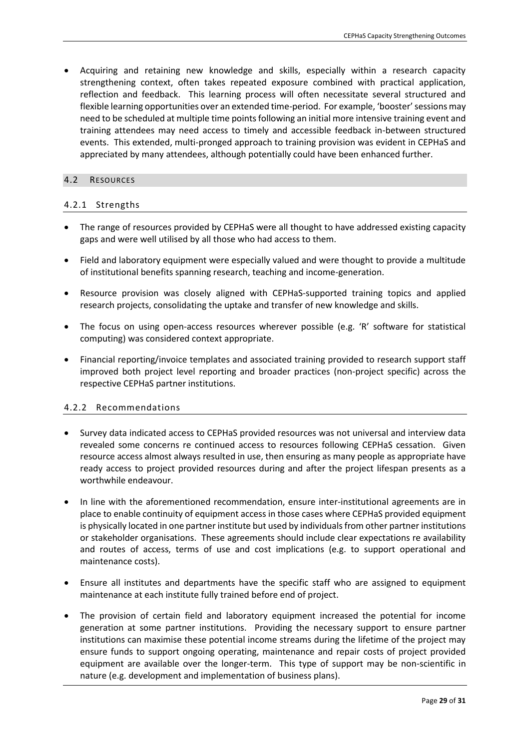- Acquiring and retaining new knowledge and skills, especially within a research capacity strengthening context, often takes repeated exposure combined with practical application, reflection and feedback. This learning process will often necessitate several structured and flexible learning opportunities over an extended time-period. For example, 'booster' sessions may need to be scheduled at multiple time points following an initial more intensive training event and training attendees may need access to timely and accessible feedback in-between structured events. This extended, multi-pronged approach to training provision was evident in CEPHaS and appreciated by many attendees, although potentially could have been enhanced further.

## 4.2 Resources

### 4.2.1 Strengths

- The range of resources provided by CEPHaS were all thought to have addressed existing capacity gaps and were well utilised by all those who had access to them.
- Field and laboratory equipment were especially valued and were thought to provide a multitude of institutional benefits spanning research, teaching and income-generation.
- Resource provision was closely aligned with CEPHaS-supported training topics and applied research projects, consolidating the uptake and transfer of new knowledge and skills.
- The focus on using open-access resources wherever possible (e.g. 'R' software for statistical computing) was considered context appropriate.
- Financial reporting/invoice templates and associated training provided to research support staff improved both project level reporting and broader practices (non-project specific) across the respective CEPHaS partner institutions.

### 4.2.2 Recommendations

- Survey data indicated access to CEPHaS provided resources was not universal and interview data revealed some concerns re continued access to resources following CEPHaS cessation. Given resource access almost always resulted in use, then ensuring as many people as appropriate have ready access to project provided resources during and after the project lifespan presents as a worthwhile endeavour.
- In line with the aforementioned recommendation, ensure inter-institutional agreements are in place to enable continuity of equipment access in those cases where CEPHaS provided equipment is physically located in one partner institute but used by individuals from other partner institutions or stakeholder organisations. These agreements should include clear expectations re availability and routes of access, terms of use and cost implications (e.g. to support operational and maintenance costs).
- Ensure all institutes and departments have the specific staff who are assigned to equipment maintenance at each institute fully trained before end of project.
- The provision of certain field and laboratory equipment increased the potential for income generation at some partner institutions. Providing the necessary support to ensure partner institutions can maximise these potential income streams during the lifetime of the project may ensure funds to support ongoing operating, maintenance and repair costs of project provided equipment are available over the longer-term. This type of support may be non-scientific in nature (e.g. development and implementation of business plans).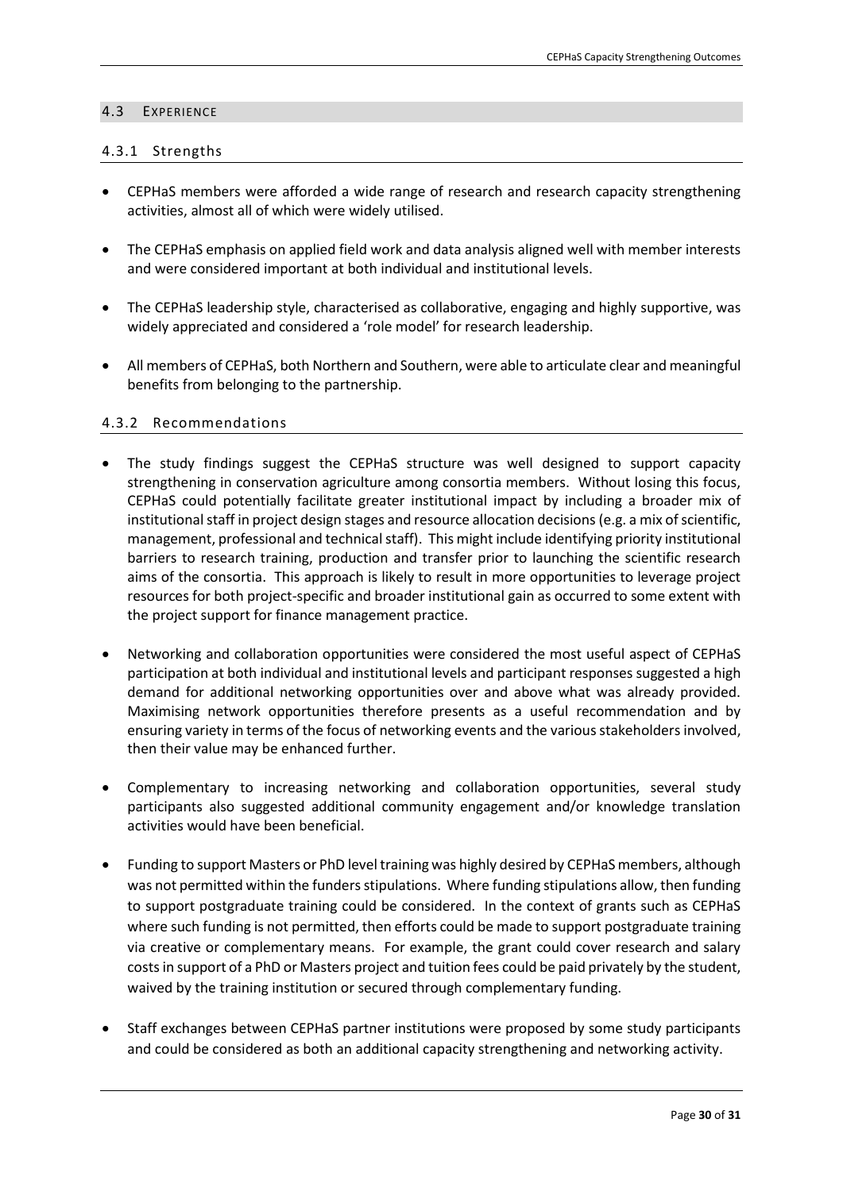### 4.3 Experience

#### 4.3.1 Strengths

- CEPHaS members were afforded a wide range of research and research capacity strengthening activities, almost all of which were widely utilised.
- The CEPHaS emphasis on applied field work and data analysis aligned well with member interests and were considered important at both individual and institutional levels.
- The CEPHaS leadership style, characterised as collaborative, engaging and highly supportive, was widely appreciated and considered a 'role model' for research leadership.
- All members of CEPHaS, both Northern and Southern, were able to articulate clear and meaningful benefits from belonging to the partnership.

#### 4.3.2 Recommendations

- The study findings suggest the CEPHaS structure was well designed to support capacity strengthening in conservation agriculture among consortia members. Without losing this focus, CEPHaS could potentially facilitate greater institutional impact by including a broader mix of institutional staff in project design stages and resource allocation decisions (e.g. a mix of scientific, management, professional and technical staff). This might include identifying priority institutional barriers to research training, production and transfer prior to launching the scientific research aims of the consortia. This approach is likely to result in more opportunities to leverage project resources for both project-specific and broader institutional gain as occurred to some extent with the project support for finance management practice.
- Networking and collaboration opportunities were considered the most useful aspect of CEPHaS participation at both individual and institutional levels and participant responses suggested a high demand for additional networking opportunities over and above what was already provided. Maximising network opportunities therefore presents as a useful recommendation and by ensuring variety in terms of the focus of networking events and the various stakeholders involved, then their value may be enhanced further.
- Complementary to increasing networking and collaboration opportunities, several study participants also suggested additional community engagement and/or knowledge translation activities would have been beneficial.
- Funding to support Masters or PhD level training was highly desired by CEPHaS members, although was not permitted within the funders stipulations. Where funding stipulations allow, then funding to support postgraduate training could be considered. In the context of grants such as CEPHaS where such funding is not permitted, then efforts could be made to support postgraduate training via creative or complementary means. For example, the grant could cover research and salary costs in support of a PhD or Masters project and tuition fees could be paid privately by the student, waived by the training institution or secured through complementary funding.
- Staff exchanges between CEPHaS partner institutions were proposed by some study participants and could be considered as both an additional capacity strengthening and networking activity.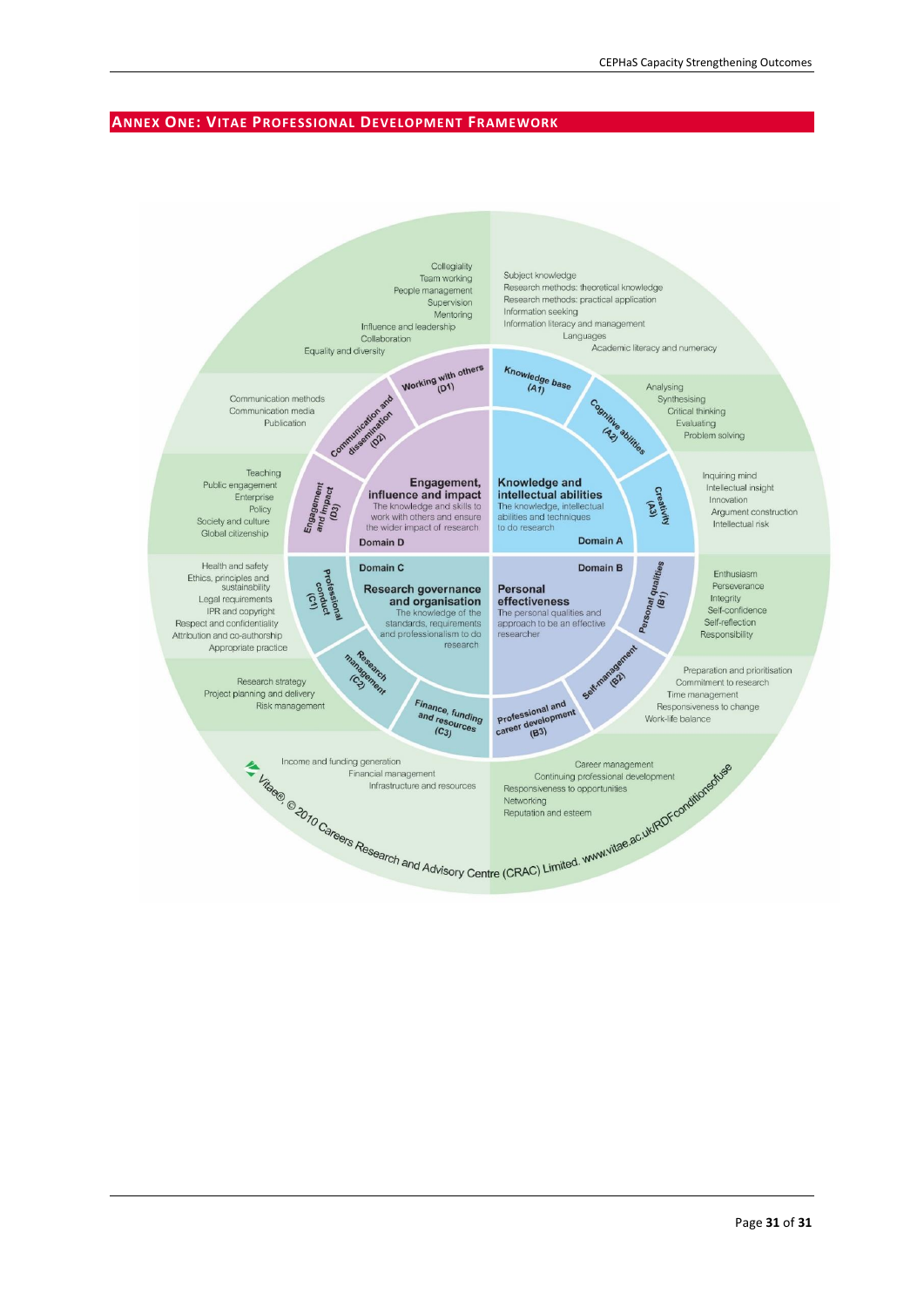## ANNEX ONE: VITAE PROFESSIONAL DEVELOPMENT FRAMEWORK

Domain A
Knowledge and intellectual abilities
The knowledge, intellectual abilities and techniques to do research

Knowledge base (A1)
Subject knowledge
Research methods: theoretical knowledge
Research methods: practical application
Information seeking
Information literacy and management
Languages
Academic literacy and numeracy

Cognitive abilities (A2)
Analysing
Synthesising
Critical thinking
Evaluating
Problem solving

Creativity (A3)
Inquiring mind
Intellectual insight
Innovation
Argument construction
Intellectual risk

Domain B
Personal effectiveness
The personal qualities and approach to be an effective researcher

Personal qualities (B1)
Enthusiasm
Perseverance
Integrity
Self-confidence
Self-reflection
Responsibility

Self-management (B2)
Preparation and prioritisation
Commitment to research
Time management
Responsiveness to change
Work-life balance

Professional and career development (B3)
Career management
Continuing professional development
Responsiveness to opportunities
Networking
Reputation and esteem

Domain C
Research governance and organisation
The knowledge of the standards, requirements and professionalism to do research

Professional conduct (C1)
Health and safety
Ethics, principles and sustainability
Legal requirements
IPR and copyright
Respect and confidentiality
Attribution and co-authorship
Appropriate practice

Research management (C2)
Research strategy
Project planning and delivery
Risk management

Finance, funding and resources (C3)
Income and funding generation
Financial management
Infrastructure and resources

Domain D
Engagement, influence and impact
The knowledge and skills to work with others and ensure the wider impact of research

Working with others (D1)
Collegiality
Team working
People management
Supervision
Mentoring
Influence and leadership
Collaboration
Equality and diversity

Communication and dissemination (D2)
Communication methods
Communication media
Publication

Engagement and impact (D3)
Teaching
Public engagement
Enterprise
Policy
Society and culture
Global citizenship

Vitae®, © 2010 Careers Research and Advisory Centre (CRAC) Limited. www.vitae.ac.uk/RDFconditionsofuse